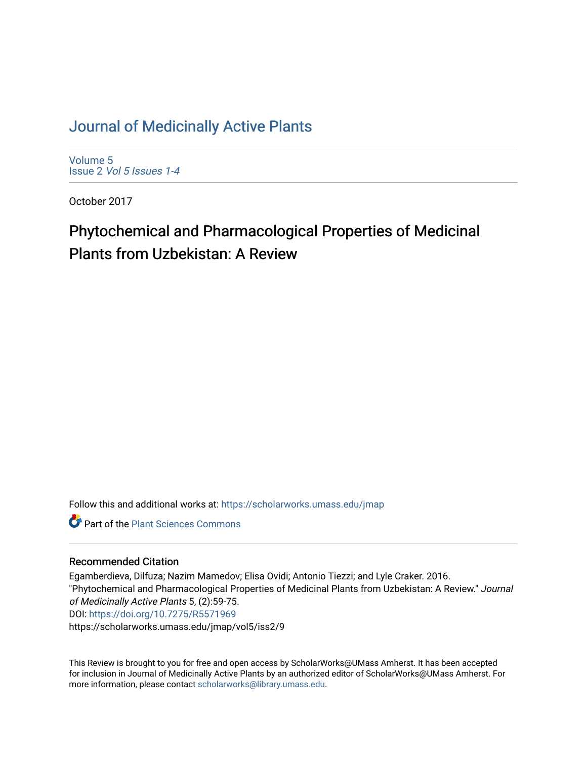# Journal of Medicinally Active Plants

Volume 5
Issue 2 *Vol 5 Issues 1-4*

October 2017

## Phytochemical and Pharmacological Properties of Medicinal Plants from Uzbekistan: A Review

Follow this and additional works at: https://scholarworks.umass.edu/jmap

Part of the Plant Sciences Commons

### Recommended Citation

Egamberdieva, Dilfuza; Nazim Mamedov; Elisa Ovidi; Antonio Tiezzi; and Lyle Craker. 2016. "Phytochemical and Pharmacological Properties of Medicinal Plants from Uzbekistan: A Review." *Journal of Medicinally Active Plants* 5, (2):59-75.
DOI: https://doi.org/10.7275/R5571969
https://scholarworks.umass.edu/jmap/vol5/iss2/9

This Review is brought to you for free and open access by ScholarWorks@UMass Amherst. It has been accepted for inclusion in Journal of Medicinally Active Plants by an authorized editor of ScholarWorks@UMass Amherst. For more information, please contact scholarworks@library.umass.edu.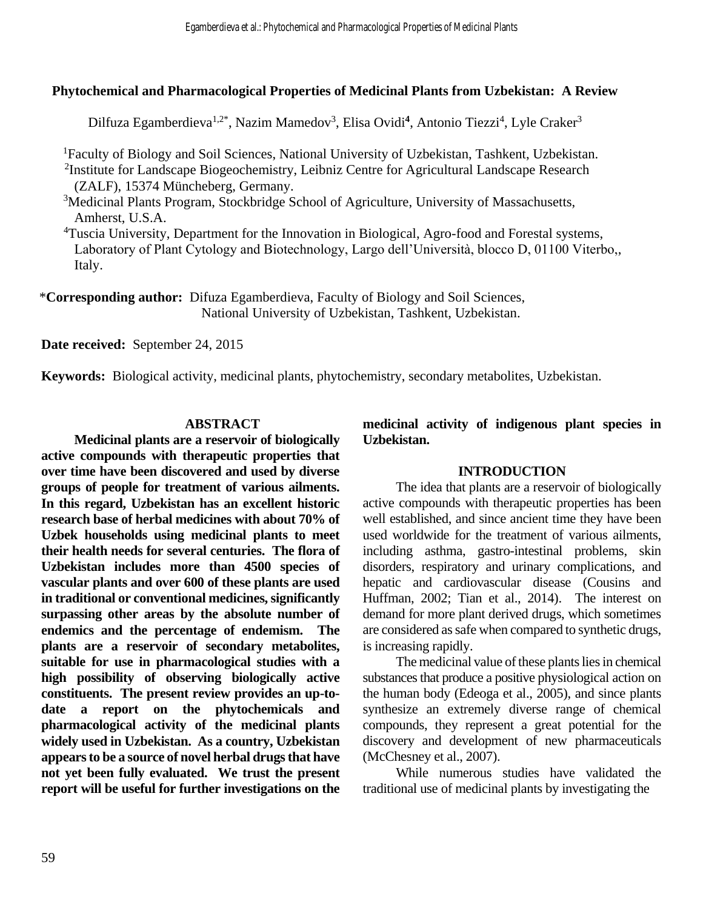# Phytochemical and Pharmacological Properties of Medicinal Plants from Uzbekistan: A Review

Dilfuza Egamberdieva[1,2*], Nazim Mamedov[3], Elisa Ovidi[4], Antonio Tiezzi[4], Lyle Craker[3]

[1]Faculty of Biology and Soil Sciences, National University of Uzbekistan, Tashkent, Uzbekistan.
[2]Institute for Landscape Biogeochemistry, Leibniz Centre for Agricultural Landscape Research (ZALF), 15374 Müncheberg, Germany.
[3]Medicinal Plants Program, Stockbridge School of Agriculture, University of Massachusetts, Amherst, U.S.A.
[4]Tuscia University, Department for the Innovation in Biological, Agro-food and Forestal systems, Laboratory of Plant Cytology and Biotechnology, Largo dell'Università, blocco D, 01100 Viterbo,, Italy.

*__Corresponding author:__ Difuza Egamberdieva, Faculty of Biology and Soil Sciences, National University of Uzbekistan, Tashkent, Uzbekistan.

**Date received:** September 24, 2015

**Keywords:** Biological activity, medicinal plants, phytochemistry, secondary metabolites, Uzbekistan.

## ABSTRACT

**Medicinal plants are a reservoir of biologically active compounds with therapeutic properties that over time have been discovered and used by diverse groups of people for treatment of various ailments. In this regard, Uzbekistan has an excellent historic research base of herbal medicines with about 70% of Uzbek households using medicinal plants to meet their health needs for several centuries. The flora of Uzbekistan includes more than 4500 species of vascular plants and over 600 of these plants are used in traditional or conventional medicines, significantly surpassing other areas by the absolute number of endemics and the percentage of endemism. The plants are a reservoir of secondary metabolites, suitable for use in pharmacological studies with a high possibility of observing biologically active constituents. The present review provides an up-to-date a report on the phytochemicals and pharmacological activity of the medicinal plants widely used in Uzbekistan. As a country, Uzbekistan appears to be a source of novel herbal drugs that have not yet been fully evaluated. We trust the present report will be useful for further investigations on the medicinal activity of indigenous plant species in Uzbekistan.**

## INTRODUCTION

The idea that plants are a reservoir of biologically active compounds with therapeutic properties has been well established, and since ancient time they have been used worldwide for the treatment of various ailments, including asthma, gastro-intestinal problems, skin disorders, respiratory and urinary complications, and hepatic and cardiovascular disease (Cousins and Huffman, 2002; Tian et al., 2014). The interest on demand for more plant derived drugs, which sometimes are considered as safe when compared to synthetic drugs, is increasing rapidly.

The medicinal value of these plants lies in chemical substances that produce a positive physiological action on the human body (Edeoga et al., 2005), and since plants synthesize an extremely diverse range of chemical compounds, they represent a great potential for the discovery and development of new pharmaceuticals (McChesney et al., 2007).

While numerous studies have validated the traditional use of medicinal plants by investigating the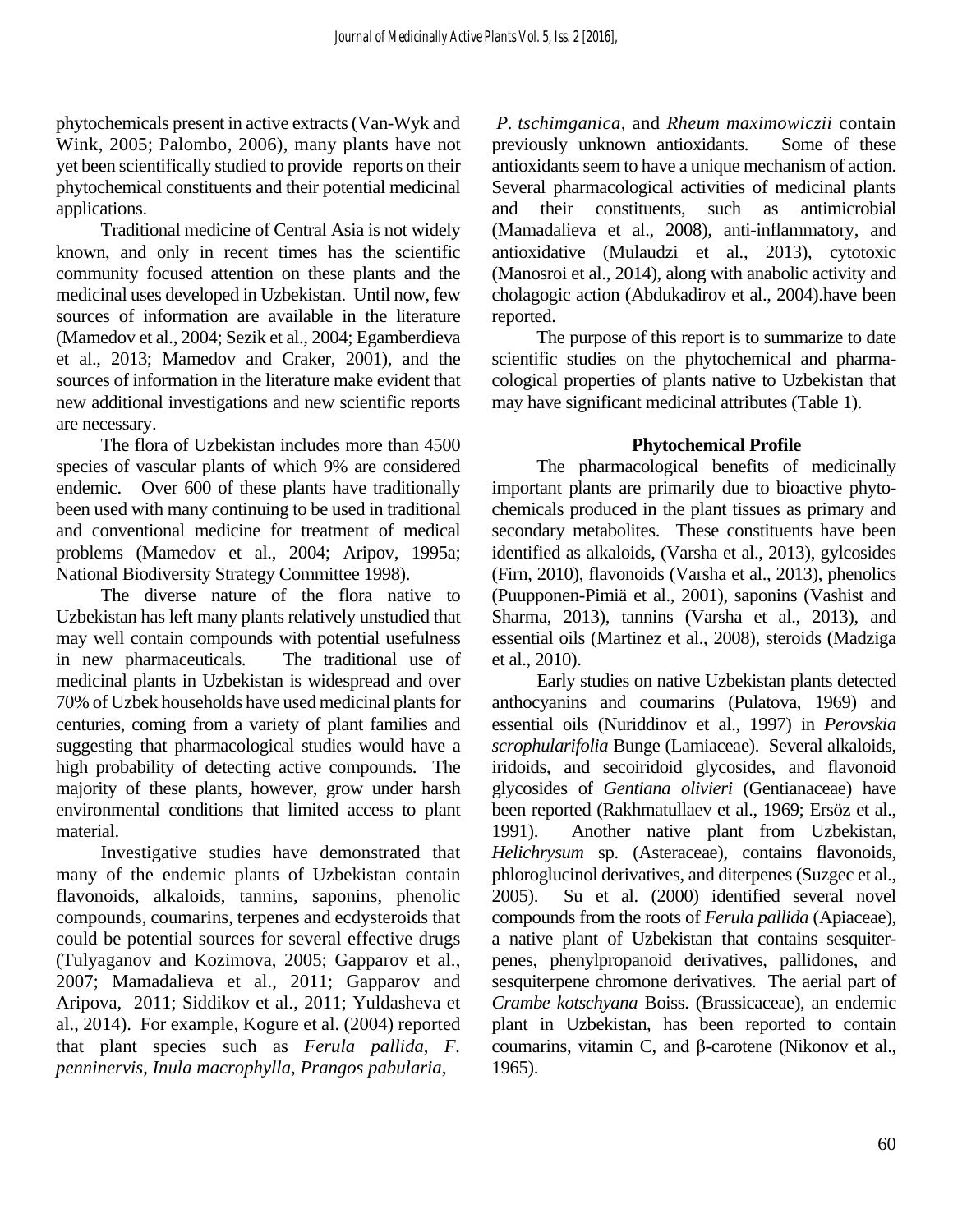phytochemicals present in active extracts (Van-Wyk and Wink, 2005; Palombo, 2006), many plants have not yet been scientifically studied to provide reports on their phytochemical constituents and their potential medicinal applications.

Traditional medicine of Central Asia is not widely known, and only in recent times has the scientific community focused attention on these plants and the medicinal uses developed in Uzbekistan. Until now, few sources of information are available in the literature (Mamedov et al., 2004; Sezik et al., 2004; Egamberdieva et al., 2013; Mamedov and Craker, 2001), and the sources of information in the literature make evident that new additional investigations and new scientific reports are necessary.

The flora of Uzbekistan includes more than 4500 species of vascular plants of which 9% are considered endemic. Over 600 of these plants have traditionally been used with many continuing to be used in traditional and conventional medicine for treatment of medical problems (Mamedov et al., 2004; Aripov, 1995a; National Biodiversity Strategy Committee 1998).

The diverse nature of the flora native to Uzbekistan has left many plants relatively unstudied that may well contain compounds with potential usefulness in new pharmaceuticals. The traditional use of medicinal plants in Uzbekistan is widespread and over 70% of Uzbek households have used medicinal plants for centuries, coming from a variety of plant families and suggesting that pharmacological studies would have a high probability of detecting active compounds. The majority of these plants, however, grow under harsh environmental conditions that limited access to plant material.

Investigative studies have demonstrated that many of the endemic plants of Uzbekistan contain flavonoids, alkaloids, tannins, saponins, phenolic compounds, coumarins, terpenes and ecdysteroids that could be potential sources for several effective drugs (Tulyaganov and Kozimova, 2005; Gapparov et al., 2007; Mamadalieva et al., 2011; Gapparov and Aripova, 2011; Siddikov et al., 2011; Yuldasheva et al., 2014). For example, Kogure et al. (2004) reported that plant species such as *Ferula pallida*, *F. penninervis*, *Inula macrophylla*, *Prangos pabularia*, *P. tschimganica*, and *Rheum maximowiczii* contain previously unknown antioxidants. Some of these antioxidants seem to have a unique mechanism of action. Several pharmacological activities of medicinal plants and their constituents, such as antimicrobial (Mamadalieva et al., 2008), anti-inflammatory, and antioxidative (Mulaudzi et al., 2013), cytotoxic (Manosroi et al., 2014), along with anabolic activity and cholagogic action (Abdukadirov et al., 2004).have been reported.

The purpose of this report is to summarize to date scientific studies on the phytochemical and pharmacological properties of plants native to Uzbekistan that may have significant medicinal attributes (Table 1).

## Phytochemical Profile

The pharmacological benefits of medicinally important plants are primarily due to bioactive phytochemicals produced in the plant tissues as primary and secondary metabolites. These constituents have been identified as alkaloids, (Varsha et al., 2013), gylcosides (Firn, 2010), flavonoids (Varsha et al., 2013), phenolics (Puupponen-Pimiä et al., 2001), saponins (Vashist and Sharma, 2013), tannins (Varsha et al., 2013), and essential oils (Martinez et al., 2008), steroids (Madziga et al., 2010).

Early studies on native Uzbekistan plants detected anthocyanins and coumarins (Pulatova, 1969) and essential oils (Nuriddinov et al., 1997) in *Perovskia scrophularifolia* Bunge (Lamiaceae). Several alkaloids, iridoids, and secoiridoid glycosides, and flavonoid glycosides of *Gentiana olivieri* (Gentianaceae) have been reported (Rakhmatullaev et al., 1969; Ersöz et al., 1991). Another native plant from Uzbekistan, *Helichrysum* sp. (Asteraceae), contains flavonoids, phloroglucinol derivatives, and diterpenes (Suzgec et al., 2005). Su et al. (2000) identified several novel compounds from the roots of *Ferula pallida* (Apiaceae), a native plant of Uzbekistan that contains sesquiterpenes, phenylpropanoid derivatives, pallidones, and sesquiterpene chromone derivatives. The aerial part of *Crambe kotschyana* Boiss. (Brassicaceae), an endemic plant in Uzbekistan, has been reported to contain coumarins, vitamin C, and β-carotene (Nikonov et al., 1965).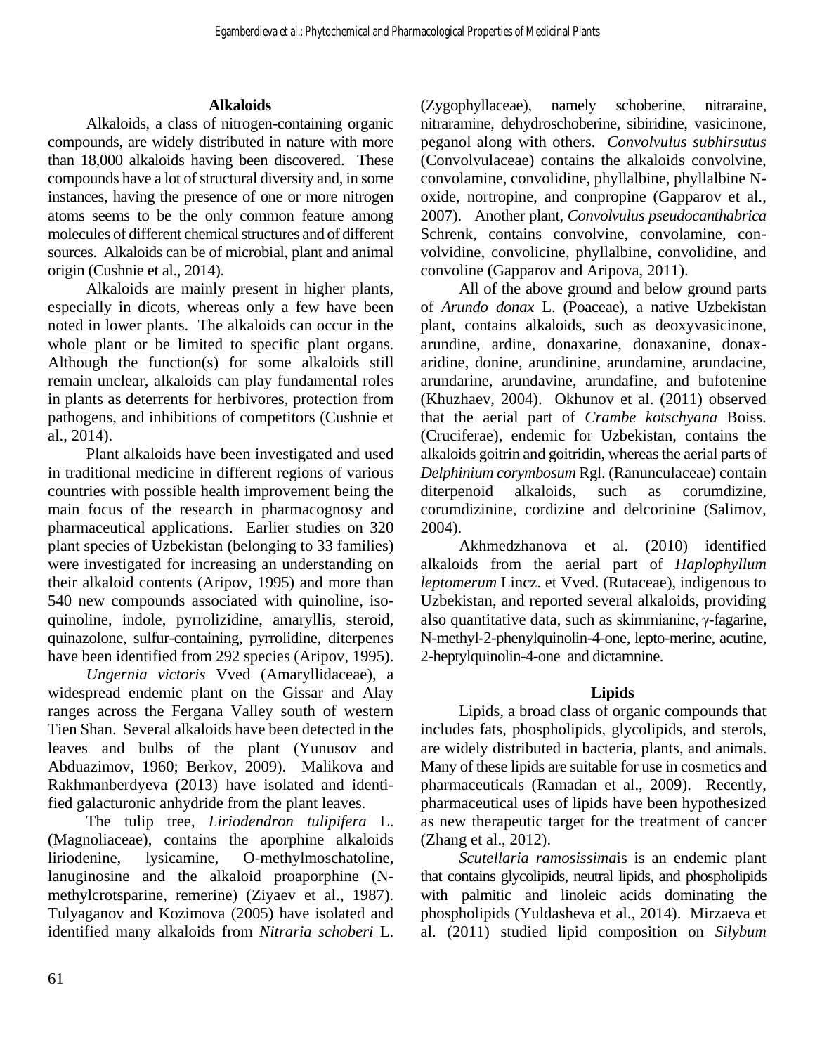## Alkaloids

Alkaloids, a class of nitrogen-containing organic compounds, are widely distributed in nature with more than 18,000 alkaloids having been discovered. These compounds have a lot of structural diversity and, in some instances, having the presence of one or more nitrogen atoms seems to be the only common feature among molecules of different chemical structures and of different sources. Alkaloids can be of microbial, plant and animal origin (Cushnie et al., 2014).

Alkaloids are mainly present in higher plants, especially in dicots, whereas only a few have been noted in lower plants. The alkaloids can occur in the whole plant or be limited to specific plant organs. Although the function(s) for some alkaloids still remain unclear, alkaloids can play fundamental roles in plants as deterrents for herbivores, protection from pathogens, and inhibitions of competitors (Cushnie et al., 2014).

Plant alkaloids have been investigated and used in traditional medicine in different regions of various countries with possible health improvement being the main focus of the research in pharmacognosy and pharmaceutical applications. Earlier studies on 320 plant species of Uzbekistan (belonging to 33 families) were investigated for increasing an understanding on their alkaloid contents (Aripov, 1995) and more than 540 new compounds associated with quinoline, isoquinoline, indole, pyrrolizidine, amaryllis, steroid, quinazolone, sulfur-containing, pyrrolidine, diterpenes have been identified from 292 species (Aripov, 1995).

*Ungernia victoris* Vved (Amaryllidaceae), a widespread endemic plant on the Gissar and Alay ranges across the Fergana Valley south of western Tien Shan. Several alkaloids have been detected in the leaves and bulbs of the plant (Yunusov and Abduazimov, 1960; Berkov, 2009). Malikova and Rakhmanberdyeva (2013) have isolated and identified galacturonic anhydride from the plant leaves.

The tulip tree, *Liriodendron tulipifera* L. (Magnoliaceae), contains the aporphine alkaloids liriodenine, lysicamine, O-methylmoschatoline, lanuginosine and the alkaloid proaporphine (N-methylcrotsparine, remerine) (Ziyaev et al., 1987). Tulyaganov and Kozimova (2005) have isolated and identified many alkaloids from *Nitraria schoberi* L. (Zygophyllaceae), namely schoberine, nitraraine, nitraramine, dehydroschoberine, sibiridine, vasicinone, peganol along with others. *Convolvulus subhirsutus* (Convolvulaceae) contains the alkaloids convolvine, convolamine, convolidine, phyllalbine, phyllalbine N-oxide, nortropine, and conpropine (Gapparov et al., 2007). Another plant, *Convolvulus pseudocanthabrica* Schrenk, contains convolvine, convolamine, convolvidine, convolicine, phyllalbine, convolidine, and convoline (Gapparov and Aripova, 2011).

All of the above ground and below ground parts of *Arundo donax* L. (Poaceae), a native Uzbekistan plant, contains alkaloids, such as deoxyvasicinone, arundine, ardine, donaxarine, donaxanine, donaxaridine, donine, arundinine, arundamine, arundacine, arundarine, arundavine, arundafine, and bufotenine (Khuzhaev, 2004). Okhunov et al. (2011) observed that the aerial part of *Crambe kotschyana* Boiss. (Cruciferae), endemic for Uzbekistan, contains the alkaloids goitrin and goitridin, whereas the aerial parts of *Delphinium corymbosum* Rgl. (Ranunculaceae) contain diterpenoid alkaloids, such as corumdizine, corumdizinine, cordizine and delcorinine (Salimov, 2004).

Akhmedzhanova et al. (2010) identified alkaloids from the aerial part of *Haplophyllum leptomerum* Lincz. et Vved. (Rutaceae), indigenous to Uzbekistan, and reported several alkaloids, providing also quantitative data, such as skimmianine, γ-fagarine, N-methyl-2-phenylquinolin-4-one, lepto-merine, acutine, 2-heptylquinolin-4-one and dictamnine.

## Lipids

Lipids, a broad class of organic compounds that includes fats, phospholipids, glycolipids, and sterols, are widely distributed in bacteria, plants, and animals. Many of these lipids are suitable for use in cosmetics and pharmaceuticals (Ramadan et al., 2009). Recently, pharmaceutical uses of lipids have been hypothesized as new therapeutic target for the treatment of cancer (Zhang et al., 2012).

*Scutellaria ramosissima*is is an endemic plant that contains glycolipids, neutral lipids, and phospholipids with palmitic and linoleic acids dominating the phospholipids (Yuldasheva et al., 2014). Mirzaeva et al. (2011) studied lipid composition on *Silybum*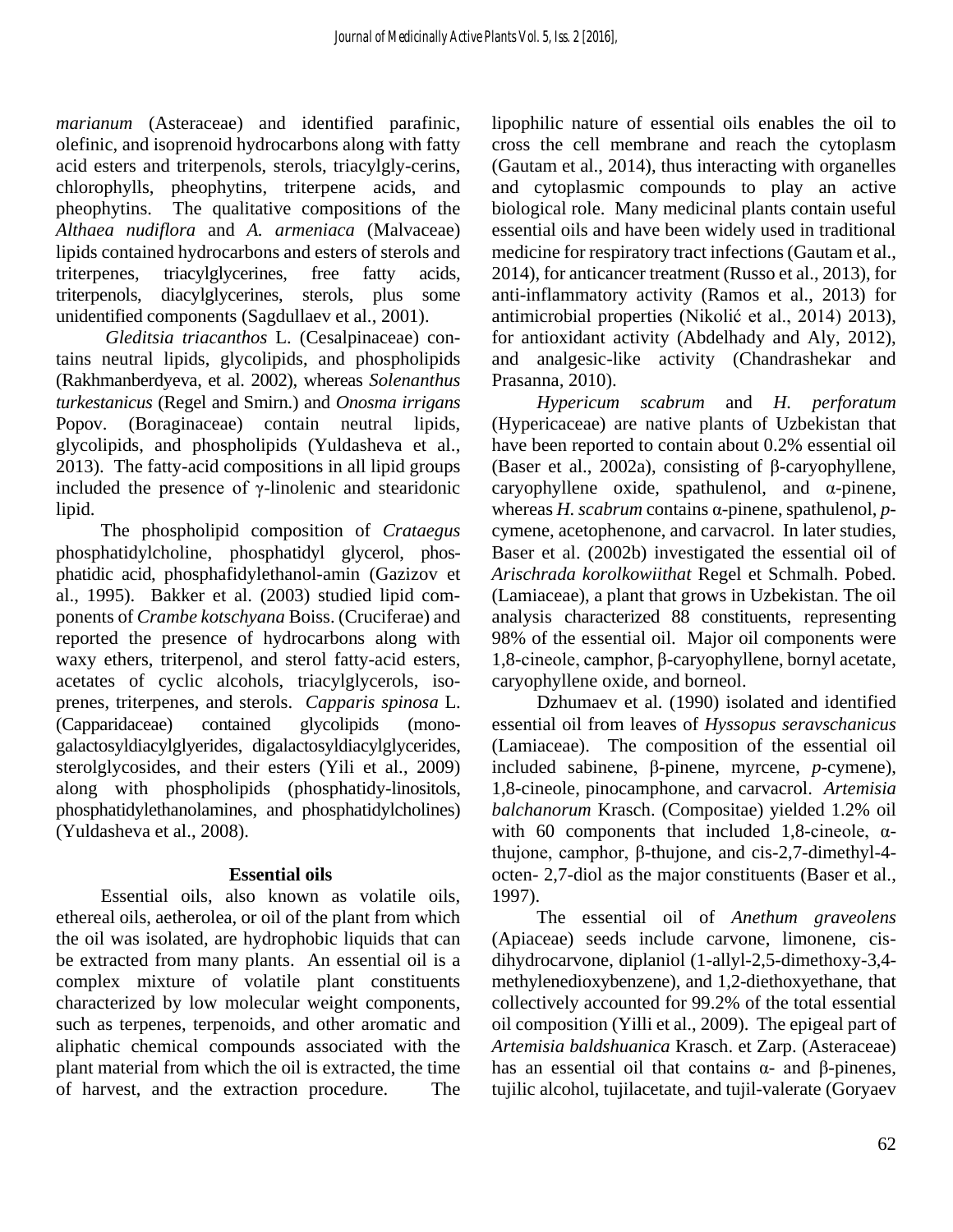*marianum* (Asteraceae) and identified parafinic, olefinic, and isoprenoid hydrocarbons along with fatty acid esters and triterpenols, sterols, triacylgly-cerins, chlorophylls, pheophytins, triterpene acids, and pheophytins. The qualitative compositions of the *Althaea nudiflora* and *A. armeniaca* (Malvaceae) lipids contained hydrocarbons and esters of sterols and triterpenes, triacylglycerines, free fatty acids, triterpenols, diacylglycerines, sterols, plus some unidentified components (Sagdullaev et al., 2001).

*Gleditsia triacanthos* L. (Cesalpinaceae) contains neutral lipids, glycolipids, and phospholipids (Rakhmanberdyeva, et al. 2002), whereas *Solenanthus turkestanicus* (Regel and Smirn.) and *Onosma irrigans* Popov. (Boraginaceae) contain neutral lipids, glycolipids, and phospholipids (Yuldasheva et al., 2013). The fatty-acid compositions in all lipid groups included the presence of γ-linolenic and stearidonic lipid.

The phospholipid composition of *Crataegus* phosphatidylcholine, phosphatidyl glycerol, phosphatidic acid, phosphafidylethanol-amin (Gazizov et al., 1995). Bakker et al. (2003) studied lipid components of *Crambe kotschyana* Boiss. (Cruciferae) and reported the presence of hydrocarbons along with waxy ethers, triterpenol, and sterol fatty-acid esters, acetates of cyclic alcohols, triacylglycerols, isoprenes, triterpenes, and sterols. *Capparis spinosa* L. (Capparidaceae) contained glycolipids (monogalactosyldiacylglyerides, digalactosyldiacylglycerides, sterolglycosides, and their esters (Yili et al., 2009) along with phospholipids (phosphatidy-linositols, phosphatidylethanolamines, and phosphatidylcholines) (Yuldasheva et al., 2008).

## Essential oils

Essential oils, also known as volatile oils, ethereal oils, aetherolea, or oil of the plant from which the oil was isolated, are hydrophobic liquids that can be extracted from many plants. An essential oil is a complex mixture of volatile plant constituents characterized by low molecular weight components, such as terpenes, terpenoids, and other aromatic and aliphatic chemical compounds associated with the plant material from which the oil is extracted, the time of harvest, and the extraction procedure. The lipophilic nature of essential oils enables the oil to cross the cell membrane and reach the cytoplasm (Gautam et al., 2014), thus interacting with organelles and cytoplasmic compounds to play an active biological role. Many medicinal plants contain useful essential oils and have been widely used in traditional medicine for respiratory tract infections (Gautam et al., 2014), for anticancer treatment (Russo et al., 2013), for anti-inflammatory activity (Ramos et al., 2013) for antimicrobial properties (Nikolić et al., 2014) 2013), for antioxidant activity (Abdelhady and Aly, 2012), and analgesic-like activity (Chandrashekar and Prasanna, 2010).

*Hypericum scabrum* and *H. perforatum* (Hypericaceae) are native plants of Uzbekistan that have been reported to contain about 0.2% essential oil (Baser et al., 2002a), consisting of β-caryophyllene, caryophyllene oxide, spathulenol, and α-pinene, whereas *H. scabrum* contains α-pinene, spathulenol, *p*-cymene, acetophenone, and carvacrol. In later studies, Baser et al. (2002b) investigated the essential oil of *Arischrada korolkowiithat* Regel et Schmalh. Pobed. (Lamiaceae), a plant that grows in Uzbekistan. The oil analysis characterized 88 constituents, representing 98% of the essential oil. Major oil components were 1,8-cineole, camphor, β-caryophyllene, bornyl acetate, caryophyllene oxide, and borneol.

Dzhumaev et al. (1990) isolated and identified essential oil from leaves of *Hyssopus seravschanicus* (Lamiaceae). The composition of the essential oil included sabinene, β-pinene, myrcene, *p*-cymene), 1,8-cineole, pinocamphone, and carvacrol. *Artemisia balchanorum* Krasch. (Compositae) yielded 1.2% oil with 60 components that included 1,8-cineole, α-thujone, camphor, β-thujone, and cis-2,7-dimethyl-4-octen- 2,7-diol as the major constituents (Baser et al., 1997).

The essential oil of *Anethum graveolens* (Apiaceae) seeds include carvone, limonene, cis-dihydrocarvone, diplaniol (1-allyl-2,5-dimethoxy-3,4-methylenedioxybenzene), and 1,2-diethoxyethane, that collectively accounted for 99.2% of the total essential oil composition (Yilli et al., 2009). The epigeal part of *Artemisia baldshuanica* Krasch. et Zarp. (Asteraceae) has an essential oil that contains α- and β-pinenes, tujilic alcohol, tujilacetate, and tujil-valerate (Goryaev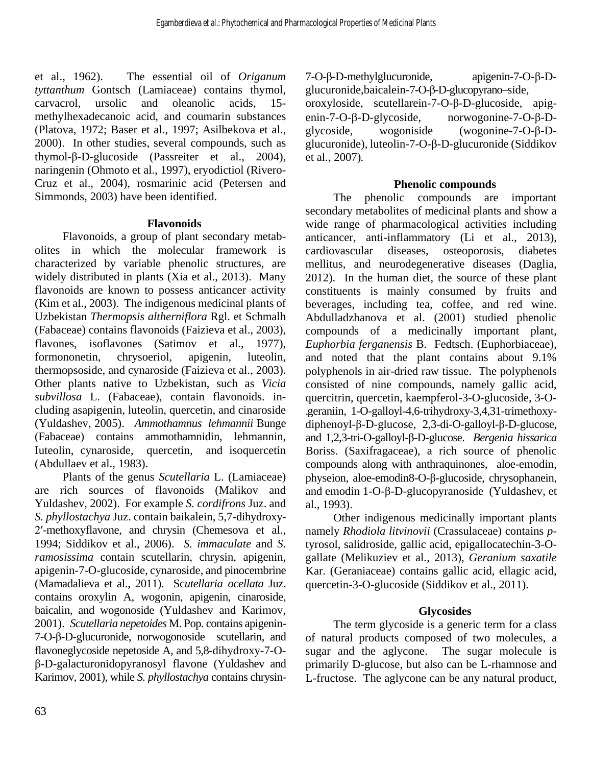et al., 1962). The essential oil of *Origanum tyttanthum* Gontsch (Lamiaceae) contains thymol, carvacrol, ursolic and oleanolic acids, 15-methylhexadecanoic acid, and coumarin substances (Platova, 1972; Baser et al., 1997; Asilbekova et al., 2000). In other studies, several compounds, such as thymol-β-D-glucoside (Passreiter et al., 2004), naringenin (Ohmoto et al., 1997), eryodictiol (Rivero-Cruz et al., 2004), rosmarinic acid (Petersen and Simmonds, 2003) have been identified.

### Flavonoids

Flavonoids, a group of plant secondary metabolites in which the molecular framework is characterized by variable phenolic structures, are widely distributed in plants (Xia et al., 2013). Many flavonoids are known to possess anticancer activity (Kim et al., 2003). The indigenous medicinal plants of Uzbekistan *Thermopsis altherniflora* Rgl. et Schmalh (Fabaceae) contains flavonoids (Faizieva et al., 2003), flavones, isoflavones (Satimov et al., 1977), formononetin, chrysoeriol, apigenin, luteolin, thermopsoside, and cynaroside (Faizieva et al., 2003). Other plants native to Uzbekistan, such as *Vicia subvillosa* L. (Fabaceae), contain flavonoids. including asapigenin, luteolin, quercetin, and cinaroside (Yuldashev, 2005). *Ammothamnus lehmannii* Bunge (Fabaceae) contains ammothamnidin, lehmannin, Iuteolin, cynaroside, quercetin, and isoquercetin (Abdullaev et al., 1983).

Plants of the genus *Scutellaria* L. (Lamiaceae) are rich sources of flavonoids (Malikov and Yuldashev, 2002). For example *S. cordifrons* Juz. and *S. phyllostachya* Juz. contain baikalein, 5,7-dihydroxy-2′-methoxyflavone, and chrysin (Chemesova et al., 1994; Siddikov et al., 2006). *S. immaculate* and *S. ramosissima* contain scutellarin, chrysin, apigenin, apigenin-7-O-glucoside, cynaroside, and pinocembrine (Mamadalieva et al., 2011). S*cutellaria ocellata* Juz. contains oroxylin A, wogonin, apigenin, cinaroside, baicalin, and wogonoside (Yuldashev and Karimov, 2001). *Scutellaria nepetoides* M. Pop. contains apigenin-7-O-β-D-glucuronide, norwogonoside scutellarin, and flavoneglycoside nepetoside A, and 5,8-dihydroxy-7-O-β-D-galacturonidopyranosyl flavone (Yuldashev and Karimov, 2001), while *S. phyllostachya* contains chrysin-7-O-β-D-methylglucuronide, apigenin-7-O-β-D-glucuronide,baicalein-7-O-β-D-glucopyrano–side, oroxyloside, scutellarein-7-O-β-D-glucoside, apigenin-7-O-β-D-glycoside, norwogonine-7-O-β-D-glycoside, wogoniside (wogonine-7-O-β-D-glucuronide), luteolin-7-O-β-D-glucuronide (Siddikov et al., 2007).

### Phenolic compounds

The phenolic compounds are important secondary metabolites of medicinal plants and show a wide range of pharmacological activities including anticancer, anti-inflammatory (Li et al., 2013), cardiovascular diseases, osteoporosis, diabetes mellitus, and neurodegenerative diseases (Daglia, 2012). In the human diet, the source of these plant constituents is mainly consumed by fruits and beverages, including tea, coffee, and red wine. Abdulladzhanova et al. (2001) studied phenolic compounds of a medicinally important plant, *Euphorbia ferganensis* B. Fedtsch. (Euphorbiaceae), and noted that the plant contains about 9.1% polyphenols in air-dried raw tissue. The polyphenols consisted of nine compounds, namely gallic acid, quercitrin, quercetin, kaempferol-3-O-glucoside, 3-O-.geraniin, 1-O-galloyl-4,6-trihydroxy-3,4,31-trimethoxy-diphenoyl-β-D-glucose, 2,3-di-O-galloyl-β-D-glucose, and 1,2,3-tri-O-galloyl-β-D-glucose. *Bergenia hissarica* Boriss. (Saxifragaceae), a rich source of phenolic compounds along with anthraquinones, aloe-emodin, physeion, aloe-emodin8-O-β-glucoside, chrysophanein, and emodin 1-O-β-D-glucopyranoside (Yuldashev, et al., 1993).

Other indigenous medicinally important plants namely *Rhodiola litvinovii* (Crassulaceae) contains *p*-tyrosol, salidroside, gallic acid, epigallocatechin-3-O-gallate (Melikuziev et al., 2013), *Geranium saxatile* Kar. (Geraniaceae) contains gallic acid, ellagic acid, quercetin-3-O-glucoside (Siddikov et al., 2011).

### Glycosides

The term glycoside is a generic term for a class of natural products composed of two molecules, a sugar and the aglycone. The sugar molecule is primarily D-glucose, but also can be L-rhamnose and L-fructose. The aglycone can be any natural product,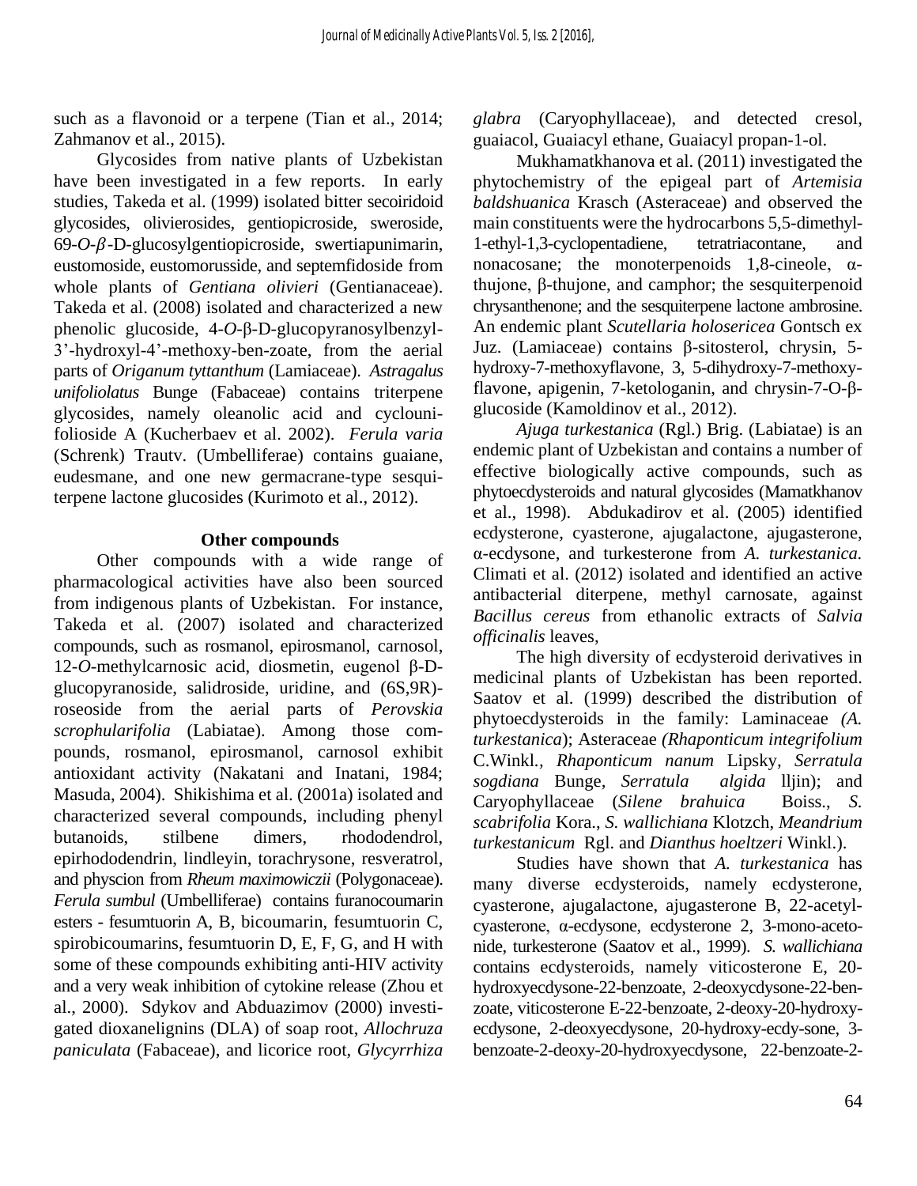such as a flavonoid or a terpene (Tian et al., 2014; Zahmanov et al., 2015).

Glycosides from native plants of Uzbekistan have been investigated in a few reports. In early studies, Takeda et al. (1999) isolated bitter secoiridoid glycosides, olivierosides, gentiopicroside, sweroside, 69-*O*-*β*-D-glucosylgentiopicroside, swertiapunimarin, eustomoside, eustomorusside, and septemfidoside from whole plants of *Gentiana olivieri* (Gentianaceae). Takeda et al. (2008) isolated and characterized a new phenolic glucoside, 4-*O*-β-D-glucopyranosylbenzyl-3'-hydroxyl-4'-methoxy-ben-zoate, from the aerial parts of *Origanum tyttanthum* (Lamiaceae). *Astragalus unifoliolatus* Bunge (Fabaceae) contains triterpene glycosides, namely oleanolic acid and cyclounifolioside A (Kucherbaev et al. 2002). *Ferula varia* (Schrenk) Trautv. (Umbelliferae) contains guaiane, eudesmane, and one new germacrane-type sesquiterpene lactone glucosides (Kurimoto et al., 2012).

**Other compounds**

Other compounds with a wide range of pharmacological activities have also been sourced from indigenous plants of Uzbekistan. For instance, Takeda et al. (2007) isolated and characterized compounds, such as rosmanol, epirosmanol, carnosol, 12-*O*-methylcarnosic acid, diosmetin, eugenol β-D-glucopyranoside, salidroside, uridine, and (6S,9R)-roseoside from the aerial parts of *Perovskia scrophularifolia* (Labiatae). Among those compounds, rosmanol, epirosmanol, carnosol exhibit antioxidant activity (Nakatani and Inatani, 1984; Masuda, 2004). Shikishima et al. (2001a) isolated and characterized several compounds, including phenyl butanoids, stilbene dimers, rhododendrol, epirhododendrin, lindleyin, torachrysone, resveratrol, and physcion from *Rheum maximowiczii* (Polygonaceae). *Ferula sumbul* (Umbelliferae) contains furanocoumarin esters - fesumtuorin A, B, bicoumarin, fesumtuorin C, spirobicoumarins, fesumtuorin D, E, F, G, and H with some of these compounds exhibiting anti-HIV activity and a very weak inhibition of cytokine release (Zhou et al., 2000). Sdykov and Abduazimov (2000) investigated dioxanelignins (DLA) of soap root, *Allochruza paniculata* (Fabaceae), and licorice root, *Glycyrrhiza glabra* (Caryophyllaceae), and detected cresol, guaiacol, Guaiacyl ethane, Guaiacyl propan-1-ol.

Mukhamatkhanova et al. (2011) investigated the phytochemistry of the epigeal part of *Artemisia baldshuanica* Krasch (Asteraceae) and observed the main constituents were the hydrocarbons 5,5-dimethyl-1-ethyl-1,3-cyclopentadiene, tetratriacontane, and nonacosane; the monoterpenoids 1,8-cineole, α-thujone, β-thujone, and camphor; the sesquiterpenoid chrysanthenone; and the sesquiterpene lactone ambrosine. An endemic plant *Scutellaria holosericea* Gontsch ex Juz. (Lamiaceae) contains β-sitosterol, chrysin, 5-hydroxy-7-methoxyflavone, 3, 5-dihydroxy-7-methoxy-flavone, apigenin, 7-ketologanin, and chrysin-7-O-β-glucoside (Kamoldinov et al., 2012).

*Ajuga turkestanica* (Rgl.) Brig. (Labiatae) is an endemic plant of Uzbekistan and contains a number of effective biologically active compounds, such as phytoecdysteroids and natural glycosides (Mamatkhanov et al., 1998). Abdukadirov et al. (2005) identified ecdysterone, cyasterone, ajugalactone, ajugasterone, α-ecdysone, and turkesterone from *A. turkestanica.* Climati et al. (2012) isolated and identified an active antibacterial diterpene, methyl carnosate, against *Bacillus cereus* from ethanolic extracts of *Salvia officinalis* leaves,

The high diversity of ecdysteroid derivatives in medicinal plants of Uzbekistan has been reported. Saatov et al. (1999) described the distribution of phytoecdysteroids in the family: Laminaceae *(A. turkestanica*); Asteraceae *(Rhaponticum integrifolium* C.Winkl., *Rhaponticum nanum* Lipsky, *Serratula sogdiana* Bunge, *Serratula algida* lljin); and Caryophyllaceae (*Silene brahuica* Boiss., *S. scabrifolia* Kora., *S. wallichiana* Klotzch, *Meandrium turkestanicum* Rgl. and *Dianthus hoeltzeri* Winkl.).

Studies have shown that *A. turkestanica* has many diverse ecdysteroids, namely ecdysterone, cyasterone, ajugalactone, ajugasterone B, 22-acetyl-cyasterone, α-ecdysone, ecdysterone 2, 3-mono-acetonide, turkesterone (Saatov et al., 1999). *S. wallichiana* contains ecdysteroids, namely viticosterone E, 20-hydroxyecdysone-22-benzoate, 2-deoxycdysone-22-benzoate, viticosterone E-22-benzoate, 2-deoxy-20-hydroxy-ecdysone, 2-deoxyecdysone, 20-hydroxy-ecdy-sone, 3-benzoate-2-deoxy-20-hydroxyecdysone, 22-benzoate-2-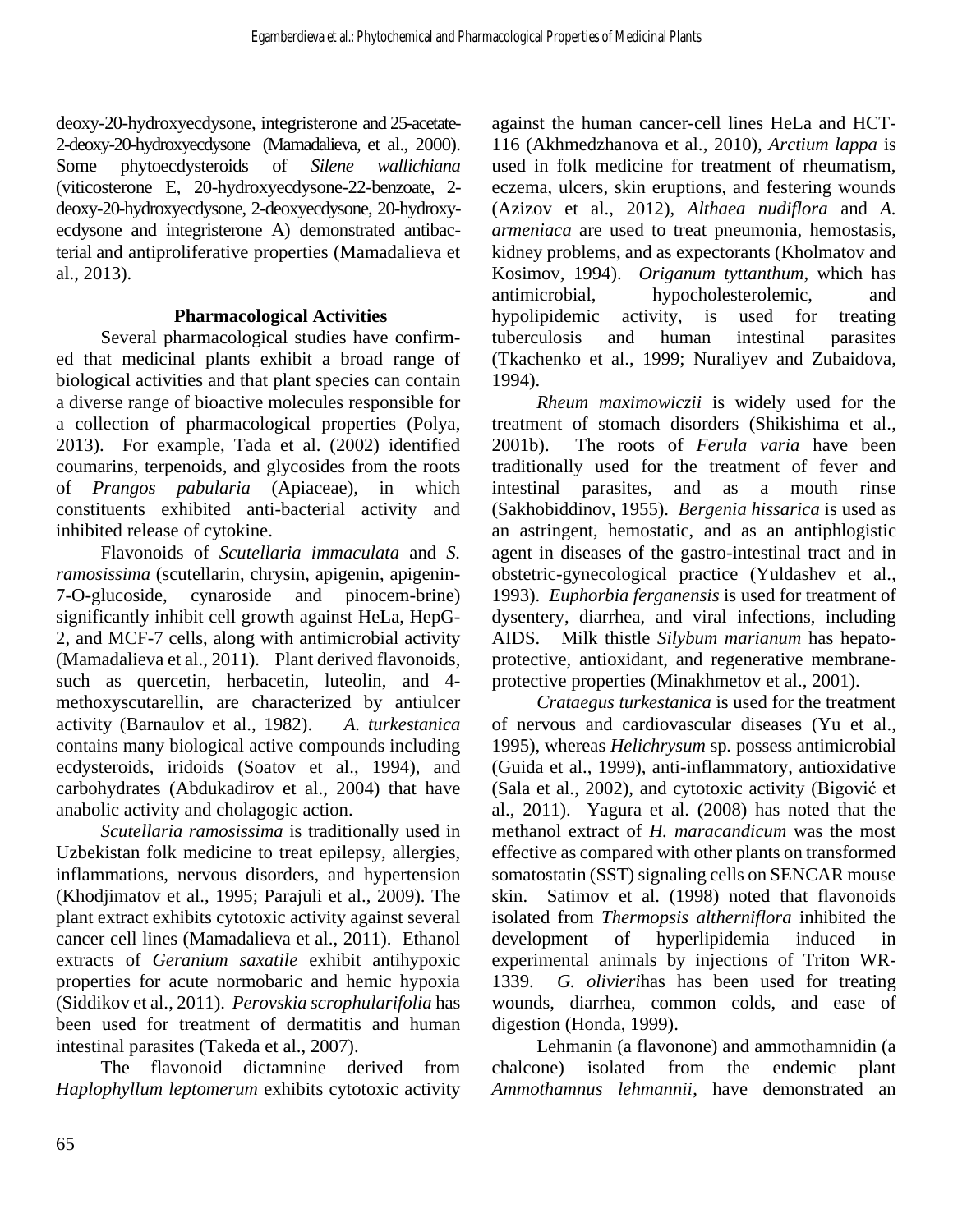deoxy-20-hydroxyecdysone, integristerone and 25-acetate-2-deoxy-20-hydroxyecdysone (Mamadalieva, et al., 2000). Some phytoecdysteroids of *Silene wallichiana* (viticosterone E, 20-hydroxyecdysone-22-benzoate, 2-deoxy-20-hydroxyecdysone, 2-deoxyecdysone, 20-hydroxy-ecdysone and integristerone A) demonstrated antibacterial and antiproliferative properties (Mamadalieva et al., 2013).

## Pharmacological Activities

Several pharmacological studies have confirmed that medicinal plants exhibit a broad range of biological activities and that plant species can contain a diverse range of bioactive molecules responsible for a collection of pharmacological properties (Polya, 2013). For example, Tada et al. (2002) identified coumarins, terpenoids, and glycosides from the roots of *Prangos pabularia* (Apiaceae), in which constituents exhibited anti-bacterial activity and inhibited release of cytokine.

Flavonoids of *Scutellaria immaculata* and *S. ramosissima* (scutellarin, chrysin, apigenin, apigenin-7-O-glucoside, cynaroside and pinocem-brine) significantly inhibit cell growth against HeLa, HepG-2, and MCF-7 cells, along with antimicrobial activity (Mamadalieva et al., 2011). Plant derived flavonoids, such as quercetin, herbacetin, luteolin, and 4-methoxyscutarellin, are characterized by antiulcer activity (Barnaulov et al., 1982). *A. turkestanica* contains many biological active compounds including ecdysteroids, iridoids (Soatov et al., 1994), and carbohydrates (Abdukadirov et al., 2004) that have anabolic activity and cholagogic action.

*Scutellaria ramosissima* is traditionally used in Uzbekistan folk medicine to treat epilepsy, allergies, inflammations, nervous disorders, and hypertension (Khodjimatov et al., 1995; Parajuli et al., 2009). The plant extract exhibits cytotoxic activity against several cancer cell lines (Mamadalieva et al., 2011). Ethanol extracts of *Geranium saxatile* exhibit antihypoxic properties for acute normobaric and hemic hypoxia (Siddikov et al., 2011). *Perovskia scrophularifolia* has been used for treatment of dermatitis and human intestinal parasites (Takeda et al., 2007).

The flavonoid dictamnine derived from *Haplophyllum leptomerum* exhibits cytotoxic activity against the human cancer-cell lines HeLa and HCT-116 (Akhmedzhanova et al., 2010), *Arctium lappa* is used in folk medicine for treatment of rheumatism, eczema, ulcers, skin eruptions, and festering wounds (Azizov et al., 2012), *Althaea nudiflora* and *A. armeniaca* are used to treat pneumonia, hemostasis, kidney problems, and as expectorants (Kholmatov and Kosimov, 1994). *Origanum tyttanthum*, which has antimicrobial, hypocholesterolemic, and hypolipidemic activity, is used for treating tuberculosis and human intestinal parasites (Tkachenko et al., 1999; Nuraliyev and Zubaidova, 1994).

*Rheum maximowiczii* is widely used for the treatment of stomach disorders (Shikishima et al., 2001b). The roots of *Ferula varia* have been traditionally used for the treatment of fever and intestinal parasites, and as a mouth rinse (Sakhobiddinov, 1955). *Bergenia hissarica* is used as an astringent, hemostatic, and as an antiphlogistic agent in diseases of the gastro-intestinal tract and in obstetric-gynecological practice (Yuldashev et al., 1993). *Euphorbia ferganensis* is used for treatment of dysentery, diarrhea, and viral infections, including AIDS. Milk thistle *Silybum marianum* has hepato-protective, antioxidant, and regenerative membrane-protective properties (Minakhmetov et al., 2001).

*Crataegus turkestanica* is used for the treatment of nervous and cardiovascular diseases (Yu et al., 1995), whereas *Helichrysum* sp. possess antimicrobial (Guida et al., 1999), anti-inflammatory, antioxidative (Sala et al., 2002), and cytotoxic activity (Bigović et al., 2011). Yagura et al. (2008) has noted that the methanol extract of *H. maracandicum* was the most effective as compared with other plants on transformed somatostatin (SST) signaling cells on SENCAR mouse skin. Satimov et al. (1998) noted that flavonoids isolated from *Thermopsis altherniflora* inhibited the development of hyperlipidemia induced in experimental animals by injections of Triton WR-1339. *G. olivieri*has has been used for treating wounds, diarrhea, common colds, and ease of digestion (Honda, 1999).

Lehmanin (a flavonone) and ammothamnidin (a chalcone) isolated from the endemic plant *Ammothamnus lehmannii*, have demonstrated an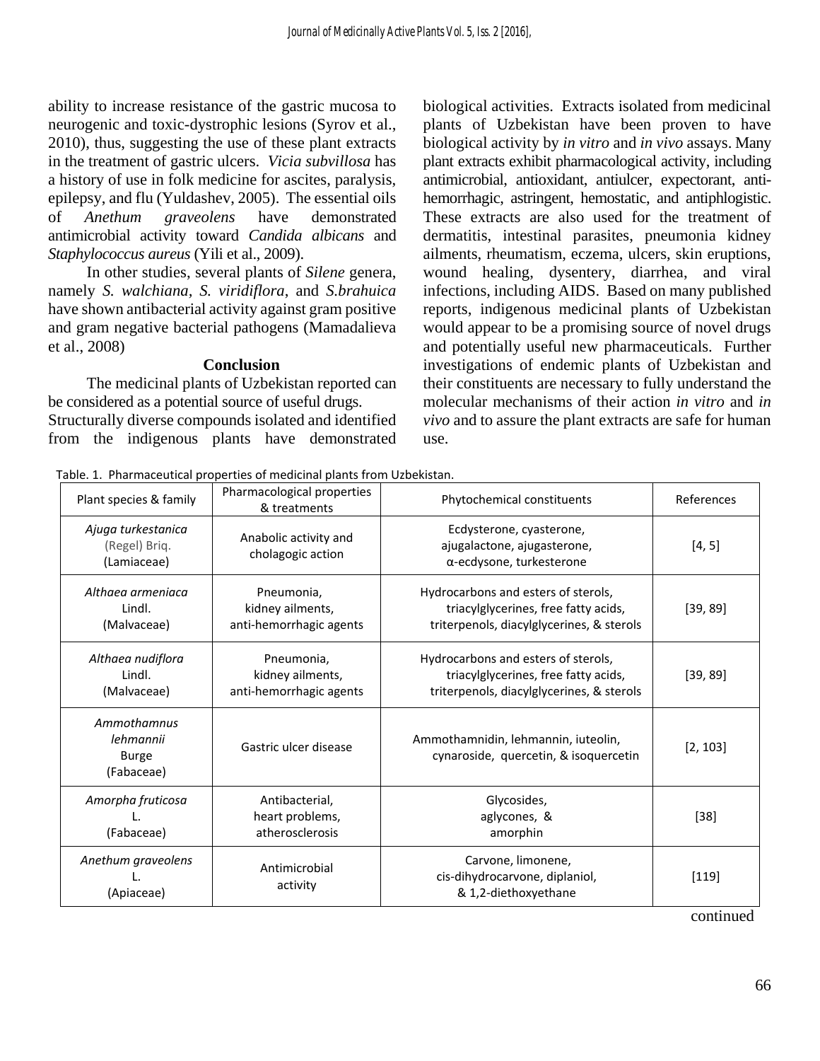ability to increase resistance of the gastric mucosa to neurogenic and toxic-dystrophic lesions (Syrov et al., 2010), thus, suggesting the use of these plant extracts in the treatment of gastric ulcers. *Vicia subvillosa* has a history of use in folk medicine for ascites, paralysis, epilepsy, and flu (Yuldashev, 2005). The essential oils of *Anethum graveolens* have demonstrated antimicrobial activity toward *Candida albicans* and *Staphylococcus aureus* (Yili et al., 2009).

In other studies, several plants of *Silene* genera, namely *S. walchiana*, *S. viridiflora*, and *S.brahuica* have shown antibacterial activity against gram positive and gram negative bacterial pathogens (Mamadalieva et al., 2008)

**Conclusion**

The medicinal plants of Uzbekistan reported can be considered as a potential source of useful drugs. Structurally diverse compounds isolated and identified from the indigenous plants have demonstrated biological activities. Extracts isolated from medicinal plants of Uzbekistan have been proven to have biological activity by *in vitro* and *in vivo* assays. Many plant extracts exhibit pharmacological activity, including antimicrobial, antioxidant, antiulcer, expectorant, anti-hemorrhagic, astringent, hemostatic, and antiphlogistic. These extracts are also used for the treatment of dermatitis, intestinal parasites, pneumonia kidney ailments, rheumatism, eczema, ulcers, skin eruptions, wound healing, dysentery, diarrhea, and viral infections, including AIDS. Based on many published reports, indigenous medicinal plants of Uzbekistan would appear to be a promising source of novel drugs and potentially useful new pharmaceuticals. Further investigations of endemic plants of Uzbekistan and their constituents are necessary to fully understand the molecular mechanisms of their action *in vitro* and *in vivo* and to assure the plant extracts are safe for human use.

Table. 1. Pharmaceutical properties of medicinal plants from Uzbekistan.

| Plant species & family | Pharmacological properties & treatments | Phytochemical constituents | References |
|---|---|---|---|
| *Ajuga turkestanica* (Regel) Briq. (Lamiaceae) | Anabolic activity and cholagogic action | Ecdysterone, cyasterone, ajugalactone, ajugasterone, α-ecdysone, turkesterone | [4, 5] |
| *Althaea armeniaca* Lindl. (Malvaceae) | Pneumonia, kidney ailments, anti-hemorrhagic agents | Hydrocarbons and esters of sterols, triacylglycerines, free fatty acids, triterpenols, diacylglycerines, & sterols | [39, 89] |
| *Althaea nudiflora* Lindl. (Malvaceae) | Pneumonia, kidney ailments, anti-hemorrhagic agents | Hydrocarbons and esters of sterols, triacylglycerines, free fatty acids, triterpenols, diacylglycerines, & sterols | [39, 89] |
| *Ammothamnus lehmannii* Burge (Fabaceae) | Gastric ulcer disease | Ammothamnidin, lehmannin, iuteolin, cynaroside, quercetin, & isoquercetin | [2, 103] |
| *Amorpha fruticosa* L. (Fabaceae) | Antibacterial, heart problems, atherosclerosis | Glycosides, aglycones, & amorphin | [38] |
| *Anethum graveolens* L. (Apiaceae) | Antimicrobial activity | Carvone, limonene, cis-dihydrocarvone, diplaniol, & 1,2-diethoxyethane | [119] |

continued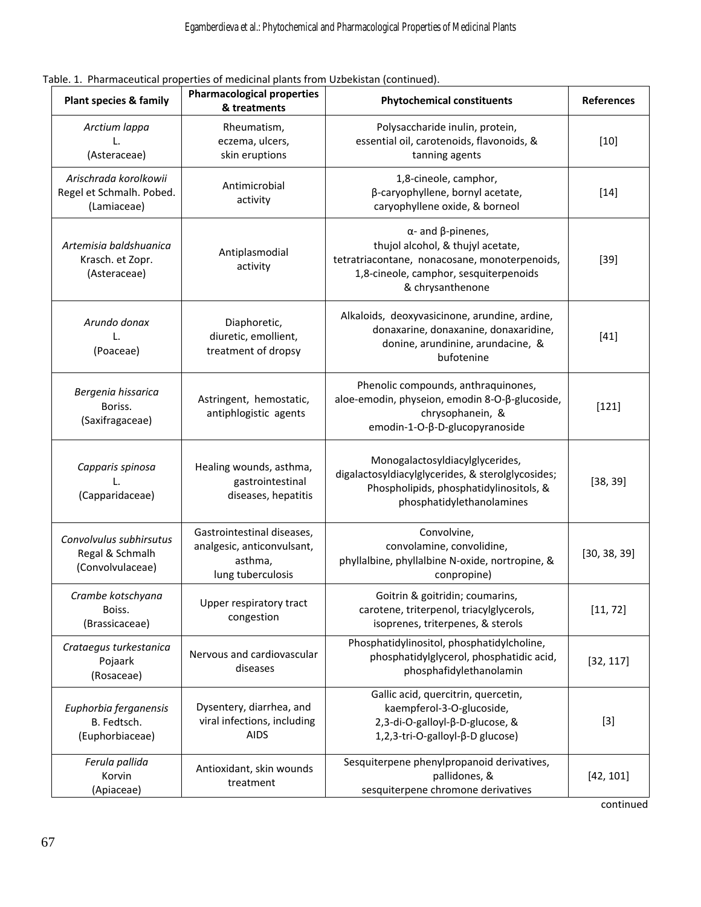Table. 1. Pharmaceutical properties of medicinal plants from Uzbekistan (continued).

| Plant species & family | Pharmacological properties & treatments | Phytochemical constituents | References |
|---|---|---|---|
| *Arctium lappa* L. (Asteraceae) | Rheumatism, eczema, ulcers, skin eruptions | Polysaccharide inulin, protein, essential oil, carotenoids, flavonoids, & tanning agents | [10] |
| *Arischrada korolkowii* Regel et Schmalh. Pobed. (Lamiaceae) | Antimicrobial activity | 1,8-cineole, camphor, β-caryophyllene, bornyl acetate, caryophyllene oxide, & borneol | [14] |
| *Artemisia baldshuanica* Krasch. et Zopr. (Asteraceae) | Antiplasmodial activity | α- and β-pinenes, thujol alcohol, & thujyl acetate, tetratriacontane, nonacosane, monoterpenoids, 1,8-cineole, camphor, sesquiterpenoids & chrysanthenone | [39] |
| *Arundo donax* L. (Poaceae) | Diaphoretic, diuretic, emollient, treatment of dropsy | Alkaloids, deoxyvasicinone, arundine, ardine, donaxarine, donaxanine, donaxaridine, donine, arundinine, arundacine, & bufotenine | [41] |
| *Bergenia hissarica* Boriss. (Saxifragaceae) | Astringent, hemostatic, antiphlogistic agents | Phenolic compounds, anthraquinones, aloe-emodin, physeion, emodin 8-O-β-glucoside, chrysophanein, & emodin-1-O-β-D-glucopyranoside | [121] |
| *Capparis spinosa* L. (Capparidaceae) | Healing wounds, asthma, gastrointestinal diseases, hepatitis | Monogalactosyldiacylglycerides, digalactosyldiacylglycerides, & sterolglycosides; Phospholipids, phosphatidylinositols, & phosphatidylethanolamines | [38, 39] |
| *Convolvulus subhirsutus* Regal & Schmalh (Convolvulaceae) | Gastrointestinal diseases, analgesic, anticonvulsant, asthma, lung tuberculosis | Convolvine, convolamine, convolidine, phyllalbine, phyllalbine N-oxide, nortropine, & conpropine) | [30, 38, 39] |
| *Crambe kotschyana* Boiss. (Brassicaceae) | Upper respiratory tract congestion | Goitrin & goitridin; coumarins, carotene, triterpenol, triacylglycerols, isoprenes, triterpenes, & sterols | [11, 72] |
| *Crataegus turkestanica* Pojaark (Rosaceae) | Nervous and cardiovascular diseases | Phosphatidylinositol, phosphatidylcholine, phosphatidylglycerol, phosphatidic acid, phosphafidylethanolamin | [32, 117] |
| *Euphorbia ferganensis* B. Fedtsch. (Euphorbiaceae) | Dysentery, diarrhea, and viral infections, including AIDS | Gallic acid, quercitrin, quercetin, kaempferol-3-O-glucoside, 2,3-di-O-galloyl-β-D-glucose, & 1,2,3-tri-O-galloyl-β-D glucose) | [3] |
| *Ferula pallida* Korvin (Apiaceae) | Antioxidant, skin wounds treatment | Sesquiterpene phenylpropanoid derivatives, pallidones, & sesquiterpene chromone derivatives | [42, 101] |

continued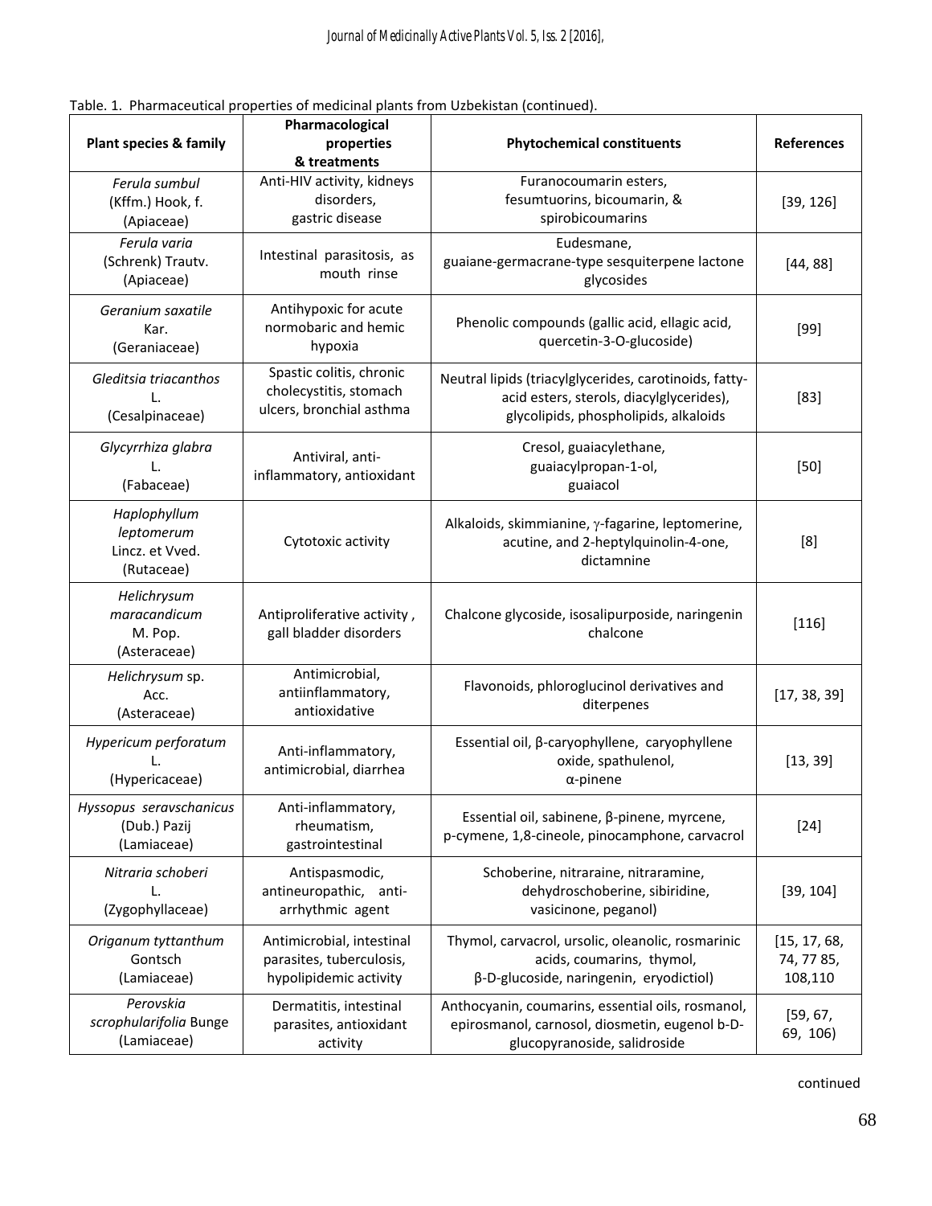Table. 1. Pharmaceutical properties of medicinal plants from Uzbekistan (continued).

| Plant species & family | Pharmacological properties & treatments | Phytochemical constituents | References |
|---|---|---|---|
| *Ferula sumbul* (Kffm.) Hook, f. (Apiaceae) | Anti-HIV activity, kidneys disorders, gastric disease | Furanocoumarin esters, fesumtuorins, bicoumarin, & spirobicoumarins | [39, 126] |
| *Ferula varia* (Schrenk) Trautv. (Apiaceae) | Intestinal parasitosis, as mouth rinse | Eudesmane, guaiane-germacrane-type sesquiterpene lactone glycosides | [44, 88] |
| *Geranium saxatile* Kar. (Geraniaceae) | Antihypoxic for acute normobaric and hemic hypoxia | Phenolic compounds (gallic acid, ellagic acid, quercetin-3-O-glucoside) | [99] |
| *Gleditsia triacanthos* L. (Cesalpinaceae) | Spastic colitis, chronic cholecystitis, stomach ulcers, bronchial asthma | Neutral lipids (triacylglycerides, carotinoids, fatty-acid esters, sterols, diacylglycerides), glycolipids, phospholipids, alkaloids | [83] |
| *Glycyrrhiza glabra* L. (Fabaceae) | Antiviral, anti-inflammatory, antioxidant | Cresol, guaiacylethane, guaiacylpropan-1-ol, guaiacol | [50] |
| *Haplophyllum leptomerum* Lincz. et Vved. (Rutaceae) | Cytotoxic activity | Alkaloids, skimmianine, γ-fagarine, leptomerine, acutine, and 2-heptylquinolin-4-one, dictamnine | [8] |
| *Helichrysum maracandicum* M. Pop. (Asteraceae) | Antiproliferative activity , gall bladder disorders | Chalcone glycoside, isosalipurposide, naringenin chalcone | [116] |
| *Helichrysum* sp. Acc. (Asteraceae) | Antimicrobial, antiinflammatory, antioxidative | Flavonoids, phloroglucinol derivatives and diterpenes | [17, 38, 39] |
| *Hypericum perforatum* L. (Hypericaceae) | Anti-inflammatory, antimicrobial, diarrhea | Essential oil, β-caryophyllene, caryophyllene oxide, spathulenol, α-pinene | [13, 39] |
| *Hyssopus seravschanicus* (Dub.) Pazij (Lamiaceae) | Anti-inflammatory, rheumatism, gastrointestinal | Essential oil, sabinene, β-pinene, myrcene, p-cymene, 1,8-cineole, pinocamphone, carvacrol | [24] |
| *Nitraria schoberi* L. (Zygophyllaceae) | Antispasmodic, antineuropathic, anti-arrhythmic agent | Schoberine, nitraraine, nitraramine, dehydroschoberine, sibiridine, vasicinone, peganol) | [39, 104] |
| *Origanum tyttanthum* Gontsch (Lamiaceae) | Antimicrobial, intestinal parasites, tuberculosis, hypolipidemic activity | Thymol, carvacrol, ursolic, oleanolic, rosmarinic acids, coumarins, thymol, β-D-glucoside, naringenin, eryodictiol) | [15, 17, 68, 74, 77 85, 108,110 |
| *Perovskia scrophularifolia* Bunge (Lamiaceae) | Dermatitis, intestinal parasites, antioxidant activity | Anthocyanin, coumarins, essential oils, rosmanol, epirosmanol, carnosol, diosmetin, eugenol b-D-glucopyranoside, salidroside | [59, 67, 69, 106) |

continued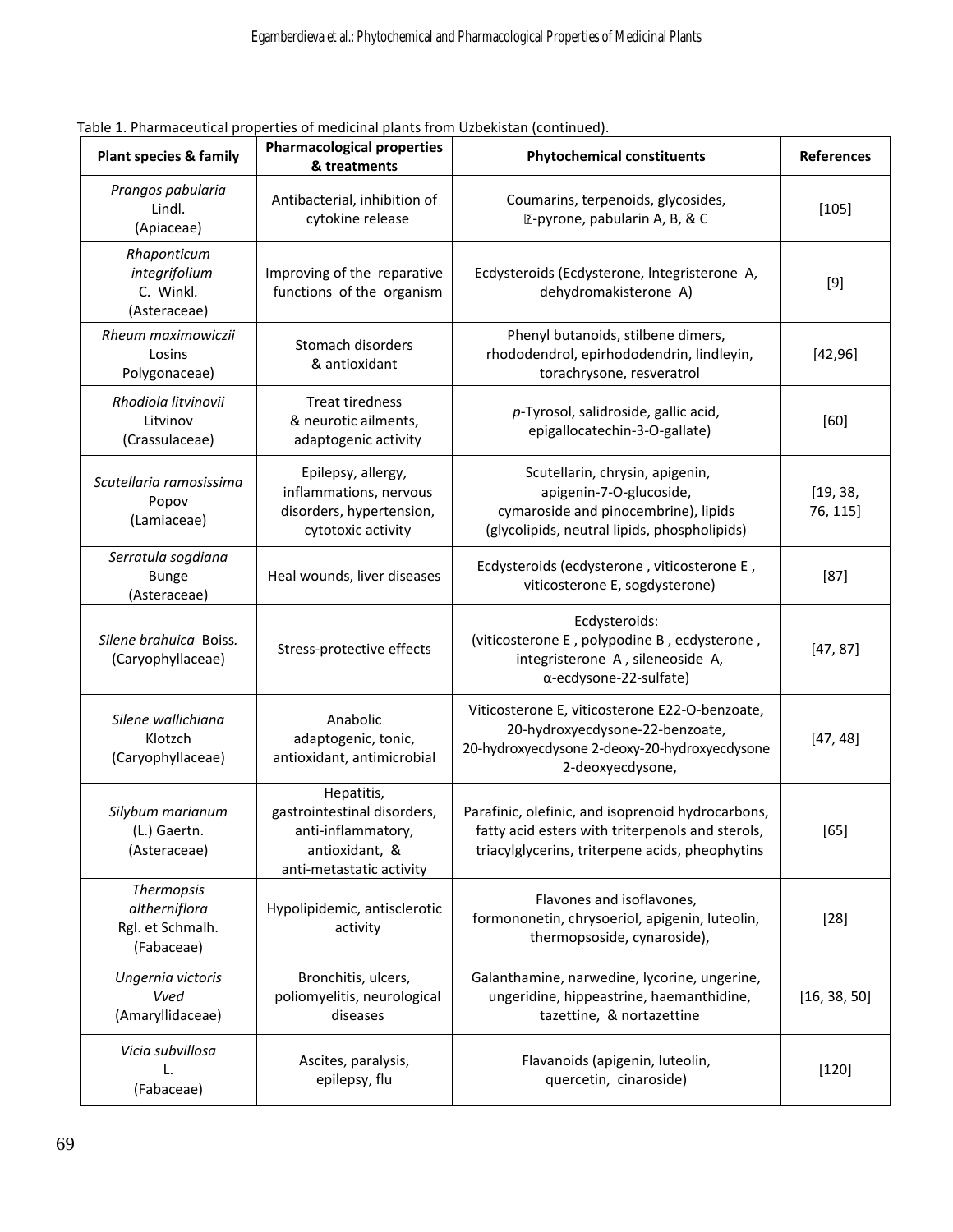Table 1. Pharmaceutical properties of medicinal plants from Uzbekistan (continued).

| Plant species & family | Pharmacological properties & treatments | Phytochemical constituents | References |
|---|---|---|---|
| *Prangos pabularia* Lindl. (Apiaceae) | Antibacterial, inhibition of cytokine release | Coumarins, terpenoids, glycosides, ?-pyrone, pabularin A, B, & C | [105] |
| *Rhaponticum integrifolium* C. Winkl. (Asteraceae) | Improving of the reparative functions of the organism | Ecdysteroids (Ecdysterone, Integristerone A, dehydromakisterone A) | [9] |
| *Rheum maximowiczii* Losins Polygonaceae) | Stomach disorders & antioxidant | Phenyl butanoids, stilbene dimers, rhododendrol, epirhododendrin, lindleyin, torachrysone, resveratrol | [42,96] |
| *Rhodiola litvinovii* Litvinov (Crassulaceae) | Treat tiredness & neurotic ailments, adaptogenic activity | *p*-Tyrosol, salidroside, gallic acid, epigallocatechin-3-O-gallate) | [60] |
| *Scutellaria ramosissima* Popov (Lamiaceae) | Epilepsy, allergy, inflammations, nervous disorders, hypertension, cytotoxic activity | Scutellarin, chrysin, apigenin, apigenin-7-O-glucoside, cymaroside and pinocembrine), lipids (glycolipids, neutral lipids, phospholipids) | [19, 38, 76, 115] |
| *Serratula sogdiana* Bunge (Asteraceae) | Heal wounds, liver diseases | Ecdysteroids (ecdysterone , viticosterone E , viticosterone E, sogdysterone) | [87] |
| *Silene brahuica* Boiss. (Caryophyllaceae) | Stress-protective effects | Ecdysteroids: (viticosterone E , polypodine B , ecdysterone , integristerone A , sileneoside A, α-ecdysone-22-sulfate) | [47, 87] |
| *Silene wallichiana* Klotzch (Caryophyllaceae) | Anabolic adaptogenic, tonic, antioxidant, antimicrobial | Viticosterone E, viticosterone E22-O-benzoate, 20-hydroxyecdysone-22-benzoate, 20-hydroxyecdysone 2-deoxy-20-hydroxyecdysone 2-deoxyecdysone, | [47, 48] |
| *Silybum marianum* (L.) Gaertn. (Asteraceae) | Hepatitis, gastrointestinal disorders, anti-inflammatory, antioxidant, & anti-metastatic activity | Parafinic, olefinic, and isoprenoid hydrocarbons, fatty acid esters with triterpenols and sterols, triacylglycerins, triterpene acids, pheophytins | [65] |
| *Thermopsis altherniflora* Rgl. et Schmalh. (Fabaceae) | Hypolipidemic, antisclerotic activity | Flavones and isoflavones, formononetin, chrysoeriol, apigenin, luteolin, thermopsoside, cynaroside), | [28] |
| *Ungernia victoris* *Vved* (Amaryllidaceae) | Bronchitis, ulcers, poliomyelitis, neurological diseases | Galanthamine, narwedine, lycorine, ungerine, ungeridine, hippeastrine, haemanthidine, tazettine, & nortazettine | [16, 38, 50] |
| *Vicia subvillosa* L. (Fabaceae) | Ascites, paralysis, epilepsy, flu | Flavanoids (apigenin, luteolin, quercetin, cinaroside) | [120] |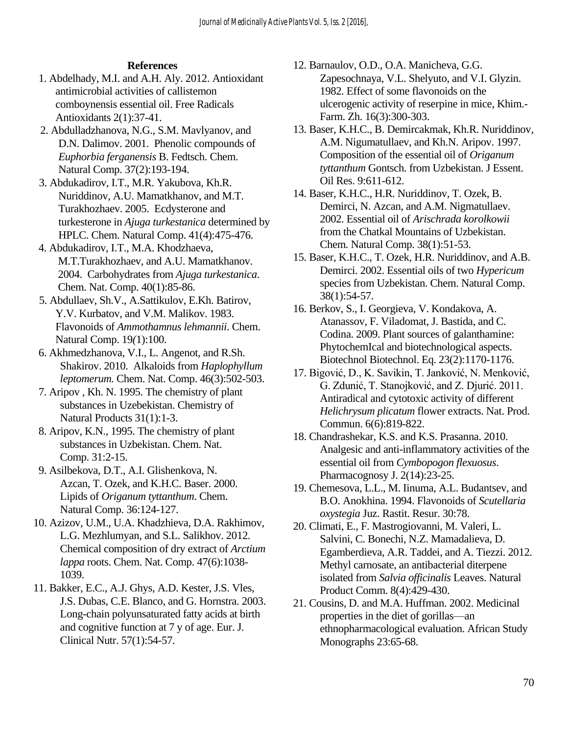## References

1. Abdelhady, M.I. and A.H. Aly. 2012. Antioxidant antimicrobial activities of callistemon comboynensis essential oil. Free Radicals Antioxidants 2(1):37-41.
2. Abdulladzhanova, N.G., S.M. Mavlyanov, and D.N. Dalimov. 2001. Phenolic compounds of *Euphorbia ferganensis* B. Fedtsch. Chem. Natural Comp. 37(2):193-194.
3. Abdukadirov, I.T., M.R. Yakubova, Kh.R. Nuriddinov, A.U. Mamatkhanov, and M.T. Turakhozhaev. 2005. Ecdysterone and turkesterone in *Ajuga turkestanica* determined by HPLC. Chem. Natural Comp. 41(4):475-476.
4. Abdukadirov, I.T., M.A. Khodzhaeva, M.T.Turakhozhaev, and A.U. Mamatkhanov. 2004. Carbohydrates from *Ajuga turkestanica*. Chem. Nat. Comp. 40(1):85-86.
5. Abdullaev, Sh.V., A.Sattikulov, E.Kh. Batirov, Y.V. Kurbatov, and V.M. Malikov. 1983. Flavonoids of *Ammothamnus lehmannii*. Chem. Natural Comp. 19*(*1):100.
6. Akhmedzhanova, V.I., L. Angenot, and R.Sh. Shakirov. 2010. Alkaloids from *Haplophyllum leptomerum.* Chem. Nat. Comp. 46(3):502-503.
7. Aripov , Kh. N. 1995. The chemistry of plant substances in Uzebekistan. Chemistry of Natural Products 31(1):1-3.
8. Aripov, K.N., 1995. The chemistry of plant substances in Uzbekistan. Chem. Nat. Comp. 31:2-15.
9. Asilbekova, D.T., A.I. Glishenkova, N. Azcan, T. Ozek, and K.H.C. Baser. 2000. Lipids of *Origanum tyttanthum*. Chem. Natural Comp. 36:124-127.
10. Azizov, U.M., U.A. Khadzhieva, D.A. Rakhimov, L.G. Mezhlumyan, and S.L. Salikhov. 2012. Chemical composition of dry extract of *Arctium lappa* roots. Chem. Nat. Comp. 47(6):1038-1039.
11. Bakker, E.C., A.J. Ghys, A.D. Kester, J.S. Vles, J.S. Dubas, C.E. Blanco, and G. Hornstra. 2003. Long-chain polyunsaturated fatty acids at birth and cognitive function at 7 y of age. Eur. J. Clinical Nutr. 57(1):54-57.
12. Barnaulov, O.D., O.A. Manicheva, G.G. Zapesochnaya, V.L. Shelyuto, and V.I. Glyzin. 1982. Effect of some flavonoids on the ulcerogenic activity of reserpine in mice, Khim.-Farm. Zh. 16(3):300-303.
13. Baser, K.H.C., B. Demircakmak, Kh.R. Nuriddinov, A.M. Nigumatullaev, and Kh.N. Aripov. 1997. Composition of the essential oil of *Origanum tyttanthum* Gontsch. from Uzbekistan. J Essent. Oil Res. 9:611-612.
14. Baser, K.H.C., H.R. Nuriddinov, T. Ozek, B. Demirci, N. Azcan, and A.M. Nigmatullaev. 2002. Essential oil of *Arischrada korolkowii* from the Chatkal Mountains of Uzbekistan. Chem. Natural Comp. 38(1):51-53.
15. Baser, K.H.C., T. Ozek, H.R. Nuriddinov, and A.B. Demirci. 2002. Essential oils of two *Hypericum* species from Uzbekistan. Chem. Natural Comp. 38(1):54-57.
16. Berkov, S., I. Georgieva, V. Kondakova, A. Atanassov, F. Viladomat, J. Bastida, and C. Codina. 2009. Plant sources of galanthamine: PhytochemIcal and biotechnological aspects. Biotechnol Biotechnol. Eq. 23(2):1170-1176.
17. Bigović, D., K. Savikin, T. Janković, N. Menković, G. Zdunić, T. Stanojković, and Z. Djurić. 2011. Antiradical and cytotoxic activity of different *Helichrysum plicatum* flower extracts. Nat. Prod. Commun. 6(6):819-822.
18. Chandrashekar, K.S. and K.S. Prasanna. 2010. Analgesic and anti-inflammatory activities of the essential oil from *Cymbopogon flexuosus*. Pharmacognosy J. 2(14):23-25.
19. Chemesova, L.L., M. Iinuma, A.L. Budantsev, and B.O. Anokhina. 1994. Flavonoids of *Scutellaria oxystegia* Juz. Rastit. Resur. 30:78.
20. Climati, E., F. Mastrogiovanni, M. Valeri, L. Salvini, C. Bonechi, N.Z. Mamadalieva, D. Egamberdieva, A.R. Taddei, and A. Tiezzi. 2012. Methyl carnosate, an antibacterial diterpene isolated from *Salvia officinalis* Leaves. Natural Product Comm. 8(4):429-430.
21. Cousins, D. and M.A. Huffman. 2002. Medicinal properties in the diet of gorillas—an ethnopharmacological evaluation. African Study Monographs 23:65-68.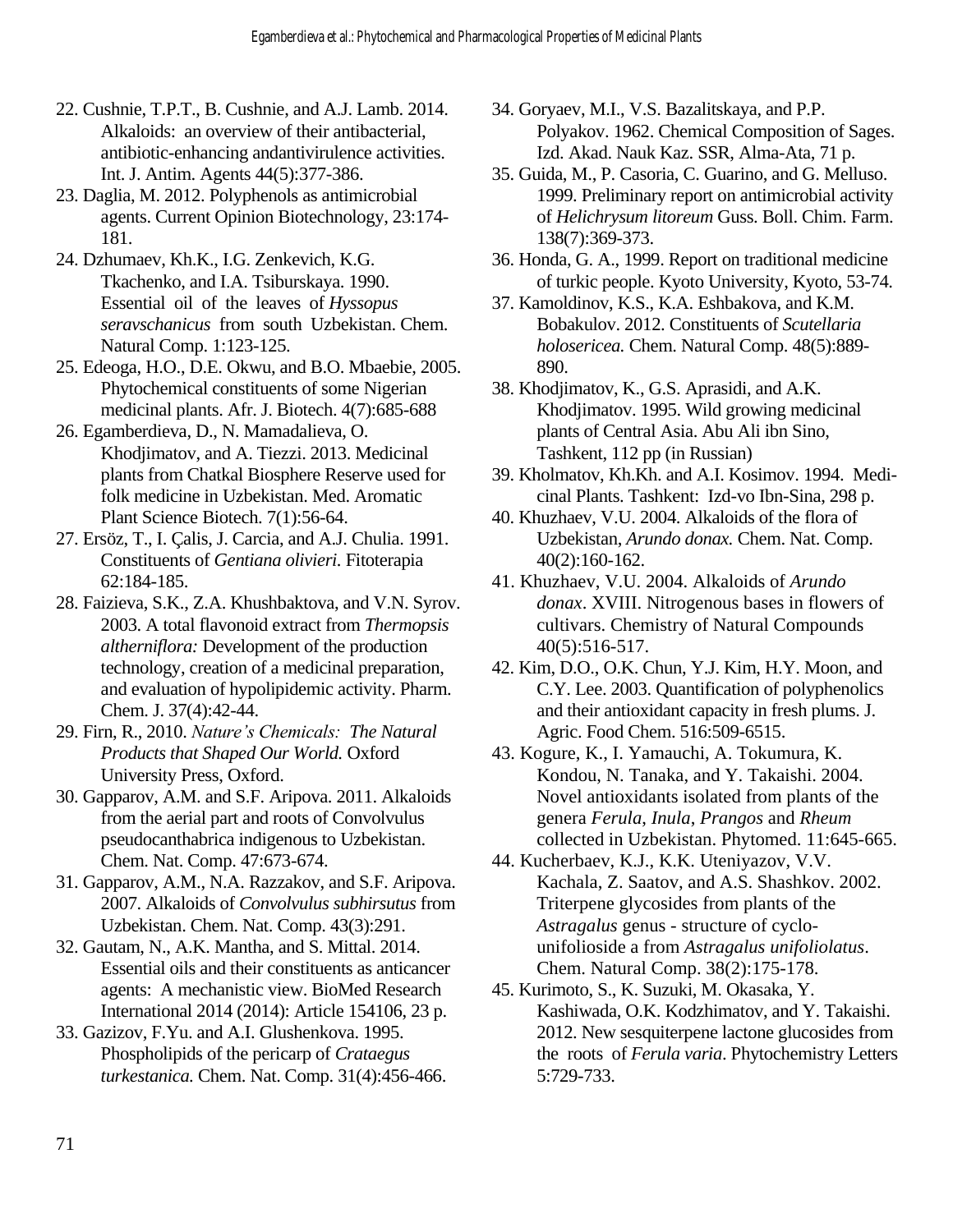22. Cushnie, T.P.T., B. Cushnie, and A.J. Lamb. 2014. Alkaloids: an overview of their antibacterial, antibiotic-enhancing andantivirulence activities. Int. J. Antim. Agents 44(5):377-386.
23. Daglia, M. 2012. Polyphenols as antimicrobial agents. Current Opinion Biotechnology, 23:174-181.
24. Dzhumaev, Kh.K., I.G. Zenkevich, K.G. Tkachenko, and I.A. Tsiburskaya. 1990. Essential oil of the leaves of *Hyssopus seravschanicus* from south Uzbekistan. Chem. Natural Comp. 1:123-125.
25. Edeoga, H.O., D.E. Okwu, and B.O. Mbaebie, 2005. Phytochemical constituents of some Nigerian medicinal plants. Afr. J. Biotech. 4(7):685-688
26. Egamberdieva, D., N. Mamadalieva, O. Khodjimatov, and A. Tiezzi. 2013. Medicinal plants from Chatkal Biosphere Reserve used for folk medicine in Uzbekistan. Med. Aromatic Plant Science Biotech. 7(1):56-64.
27. Ersöz, T., I. Çalis, J. Carcia, and A.J. Chulia. 1991. Constituents of *Gentiana olivieri*. Fitoterapia 62:184-185.
28. Faizieva, S.K., Z.A. Khushbaktova, and V.N. Syrov. 2003. A total flavonoid extract from *Thermopsis altherniflora:* Development of the production technology, creation of a medicinal preparation, and evaluation of hypolipidemic activity. Pharm. Chem. J. 37(4):42-44.
29. Firn, R., 2010. *Nature's Chemicals: The Natural Products that Shaped Our World.* Oxford University Press, Oxford.
30. Gapparov, A.M. and S.F. Aripova. 2011. Alkaloids from the aerial part and roots of Convolvulus pseudocanthabrica indigenous to Uzbekistan. Chem. Nat. Comp. 47:673-674.
31. Gapparov, A.M., N.A. Razzakov, and S.F. Aripova. 2007. Alkaloids of *Convolvulus subhirsutus* from Uzbekistan. Chem. Nat. Comp. 43(3):291.
32. Gautam, N., A.K. Mantha, and S. Mittal. 2014. Essential oils and their constituents as anticancer agents: A mechanistic view. BioMed Research International 2014 (2014): Article 154106, 23 p.
33. Gazizov, F.Yu. and A.I. Glushenkova. 1995. Phospholipids of the pericarp of *Crataegus turkestanica.* Chem. Nat. Comp. 31(4):456-466.
34. Goryaev, M.I., V.S. Bazalitskaya, and P.P. Polyakov. 1962. Chemical Composition of Sages. Izd. Akad. Nauk Kaz. SSR, Alma-Ata, 71 p.
35. Guida, M., P. Casoria, C. Guarino, and G. Melluso. 1999. Preliminary report on antimicrobial activity of *Helichrysum litoreum* Guss. Boll. Chim. Farm. 138(7):369-373.
36. Honda, G. A., 1999. Report on traditional medicine of turkic people. Kyoto University, Kyoto, 53-74.
37. Kamoldinov, K.S., K.A. Eshbakova, and K.M. Bobakulov. 2012. Constituents of *Scutellaria holosericea.* Chem. Natural Comp. 48(5):889-890.
38. Khodjimatov, K., G.S. Aprasidi, and A.K. Khodjimatov. 1995. Wild growing medicinal plants of Central Asia. Abu Ali ibn Sino, Tashkent, 112 pp (in Russian)
39. Kholmatov, Kh.Kh. and A.I. Kosimov. 1994. Medicinal Plants. Tashkent: Izd-vo Ibn-Sina, 298 p.
40. Khuzhaev, V.U. 2004. Alkaloids of the flora of Uzbekistan, *Arundo donax.* Chem. Nat. Comp. 40(2):160-162.
41. Khuzhaev, V.U. 2004. Alkaloids of *Arundo donax*. XVIII. Nitrogenous bases in flowers of cultivars. Chemistry of Natural Compounds 40(5):516-517.
42. Kim, D.O., O.K. Chun, Y.J. Kim, H.Y. Moon, and C.Y. Lee. 2003. Quantification of polyphenolics and their antioxidant capacity in fresh plums. J. Agric. Food Chem. 516:509-6515.
43. Kogure, K., I. Yamauchi, A. Tokumura, K. Kondou, N. Tanaka, and Y. Takaishi. 2004. Novel antioxidants isolated from plants of the genera *Ferula*, *Inula*, *Prangos* and *Rheum* collected in Uzbekistan. Phytomed. 11:645-665.
44. Kucherbaev, K.J., K.K. Uteniyazov, V.V. Kachala, Z. Saatov, and A.S. Shashkov. 2002. Triterpene glycosides from plants of the *Astragalus* genus - structure of cyclo-unifolioside a from *Astragalus unifoliolatus*. Chem. Natural Comp. 38(2):175-178.
45. Kurimoto, S., K. Suzuki, M. Okasaka, Y. Kashiwada, O.K. Kodzhimatov, and Y. Takaishi. 2012. New sesquiterpene lactone glucosides from the roots of *Ferula varia*. Phytochemistry Letters 5:729-733.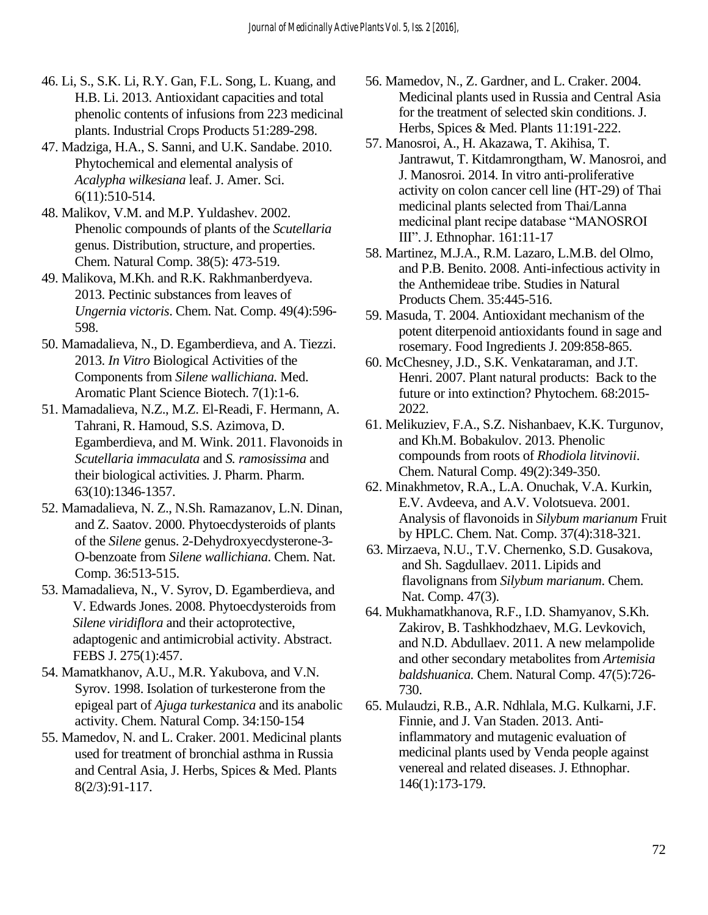46. Li, S., S.K. Li, R.Y. Gan, F.L. Song, L. Kuang, and H.B. Li. 2013. Antioxidant capacities and total phenolic contents of infusions from 223 medicinal plants. Industrial Crops Products 51:289-298.
47. Madziga, H.A., S. Sanni, and U.K. Sandabe. 2010. Phytochemical and elemental analysis of *Acalypha wilkesiana* leaf. J. Amer. Sci. 6(11):510-514.
48. Malikov, V.M. and M.P. Yuldashev. 2002. Phenolic compounds of plants of the *Scutellaria* genus. Distribution, structure, and properties. Chem. Natural Comp. 38(5): 473-519.
49. Malikova, M.Kh. and R.K. Rakhmanberdyeva. 2013. Pectinic substances from leaves of *Ungernia victoris*. Chem. Nat. Comp. 49(4):596-598.
50. Mamadalieva, N., D. Egamberdieva, and A. Tiezzi. 2013. *In Vitro* Biological Activities of the Components from *Silene wallichiana.* Med. Aromatic Plant Science Biotech. 7(1):1-6.
51. Mamadalieva, N.Z., M.Z. El-Readi, F. Hermann, A. Tahrani, R. Hamoud, S.S. Azimova, D. Egamberdieva, and M. Wink. 2011. Flavonoids in *Scutellaria immaculata* and *S. ramosissima* and their biological activities. J. Pharm. Pharm. 63(10):1346-1357.
52. Mamadalieva, N. Z., N.Sh. Ramazanov, L.N. Dinan, and Z. Saatov. 2000. Phytoecdysteroids of plants of the *Silene* genus. 2-Dehydroxyecdysterone-3-O-benzoate from *Silene wallichiana*. Chem. Nat. Comp. 36:513-515.
53. Mamadalieva, N., V. Syrov, D. Egamberdieva, and V. Edwards Jones. 2008. Phytoecdysteroids from *Silene viridiflora* and their actoprotective, adaptogenic and antimicrobial activity. Abstract. FEBS J. 275(1):457.
54. Mamatkhanov, A.U., M.R. Yakubova, and V.N. Syrov. 1998. Isolation of turkesterone from the epigeal part of *Ajuga turkestanica* and its anabolic activity. Chem. Natural Comp. 34:150-154
55. Mamedov, N. and L. Craker. 2001. Medicinal plants used for treatment of bronchial asthma in Russia and Central Asia, J. Herbs, Spices & Med. Plants 8(2/3):91-117.
56. Mamedov, N., Z. Gardner, and L. Craker. 2004. Medicinal plants used in Russia and Central Asia for the treatment of selected skin conditions. J. Herbs, Spices & Med. Plants 11:191-222.
57. Manosroi, A., H. Akazawa, T. Akihisa, T. Jantrawut, T. Kitdamrongtham, W. Manosroi, and J. Manosroi. 2014. In vitro anti-proliferative activity on colon cancer cell line (HT-29) of Thai medicinal plants selected from Thai/Lanna medicinal plant recipe database "MANOSROI III". J. Ethnophar. 161:11-17
58. Martinez, M.J.A., R.M. Lazaro, L.M.B. del Olmo, and P.B. Benito. 2008. Anti-infectious activity in the Anthemideae tribe. Studies in Natural Products Chem. 35:445-516.
59. Masuda, T. 2004. Antioxidant mechanism of the potent diterpenoid antioxidants found in sage and rosemary. Food Ingredients J. 209:858-865.
60. McChesney, J.D., S.K. Venkataraman, and J.T. Henri. 2007. Plant natural products: Back to the future or into extinction? Phytochem. 68:2015-2022.
61. Melikuziev, F.A., S.Z. Nishanbaev, K.K. Turgunov, and Kh.M. Bobakulov. 2013. Phenolic compounds from roots of *Rhodiola litvinovii*. Chem. Natural Comp. 49(2):349-350.
62. Minakhmetov, R.A., L.A. Onuchak, V.A. Kurkin, E.V. Avdeeva, and A.V. Volotsueva. 2001. Analysis of flavonoids in *Silybum marianum* Fruit by HPLC. Chem. Nat. Comp. 37(4):318-321.
63. Mirzaeva, N.U., T.V. Chernenko, S.D. Gusakova, and Sh. Sagdullaev. 2011. Lipids and flavolignans from *Silybum marianum*. Chem. Nat. Comp. 47(3).
64. Mukhamatkhanova, R.F., I.D. Shamyanov, S.Kh. Zakirov, B. Tashkhodzhaev, M.G. Levkovich, and N.D. Abdullaev. 2011. A new melampolide and other secondary metabolites from *Artemisia baldshuanica.* Chem. Natural Comp. 47(5):726-730.
65. Mulaudzi, R.B., A.R. Ndhlala, M.G. Kulkarni, J.F. Finnie, and J. Van Staden. 2013. Anti-inflammatory and mutagenic evaluation of medicinal plants used by Venda people against venereal and related diseases. J. Ethnophar. 146(1):173-179.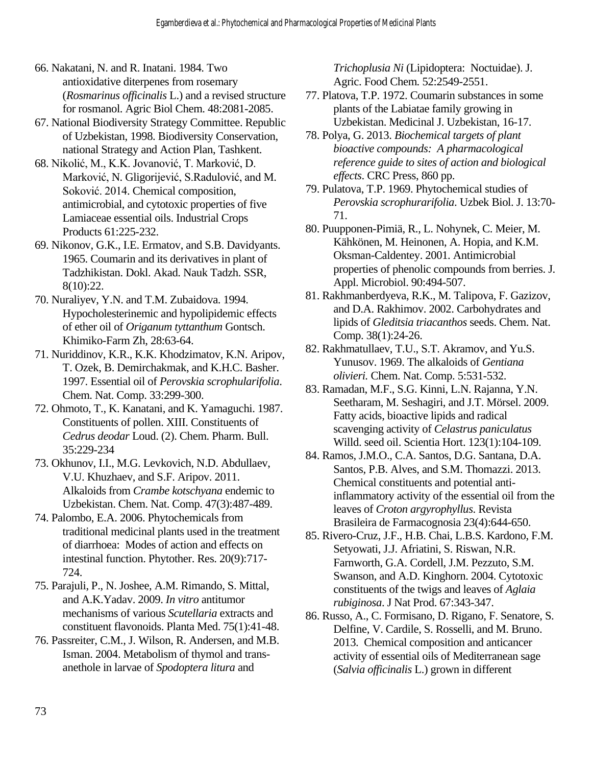66. Nakatani, N. and R. Inatani. 1984. Two antioxidative diterpenes from rosemary (*Rosmarinus officinalis* L.) and a revised structure for rosmanol. Agric Biol Chem. 48:2081-2085.

67. National Biodiversity Strategy Committee. Republic of Uzbekistan, 1998. Biodiversity Conservation, national Strategy and Action Plan, Tashkent.

68. Nikolić, M., K.K. Jovanović, T. Marković, D. Marković, N. Gligorijević, S.Radulović, and M. Soković. 2014. Chemical composition, antimicrobial, and cytotoxic properties of five Lamiaceae essential oils. Industrial Crops Products 61:225-232.

69. Nikonov, G.K., I.E. Ermatov, and S.B. Davidyants. 1965. Coumarin and its derivatives in plant of Tadzhikistan. Dokl. Akad. Nauk Tadzh. SSR, 8(10):22.

70. Nuraliyev, Y.N. and T.M. Zubaidova. 1994. Hypocholesterinemic and hypolipidemic effects of ether oil of *Origanum tyttanthum* Gontsch. Khimiko-Farm Zh, 28:63-64.

71. Nuriddinov, K.R., K.K. Khodzimatov, K.N. Aripov, T. Ozek, B. Demirchakmak, and K.H.C. Basher. 1997. Essential oil of *Perovskia scrophularifolia*. Chem. Nat. Comp. 33:299-300.

72. Ohmoto, T., K. Kanatani, and K. Yamaguchi. 1987. Constituents of pollen. XIII. Constituents of *Cedrus deodar* Loud. (2). Chem. Pharm. Bull. 35:229-234

73. Okhunov, I.I., M.G. Levkovich, N.D. Abdullaev, V.U. Khuzhaev, and S.F. Aripov. 2011. Alkaloids from *Crambe kotschyana* endemic to Uzbekistan. Chem. Nat. Comp. 47(3):487-489.

74. Palombo, E.A. 2006. Phytochemicals from traditional medicinal plants used in the treatment of diarrhoea: Modes of action and effects on intestinal function. Phytother. Res. 20(9):717-724.

75. Parajuli, P., N. Joshee, A.M. Rimando, S. Mittal, and A.K.Yadav. 2009. *In vitro* antitumor mechanisms of various *Scutellaria* extracts and constituent flavonoids. Planta Med. 75(1):41-48.

76. Passreiter, C.M., J. Wilson, R. Andersen, and M.B. Isman. 2004. Metabolism of thymol and trans-anethole in larvae of *Spodoptera litura* and *Trichoplusia Ni* (Lipidoptera: Noctuidae). J. Agric. Food Chem. 52:2549-2551.

77. Platova, T.P. 1972. Coumarin substances in some plants of the Labiatae family growing in Uzbekistan. Medicinal J. Uzbekistan, 16-17.

78. Polya, G. 2013. *Biochemical targets of plant bioactive compounds: A pharmacological reference guide to sites of action and biological effects*. CRC Press, 860 pp.

79. Pulatova, T.P. 1969. Phytochemical studies of *Perovskia scrophurarifolia*. Uzbek Biol. J. 13:70-71.

80. Puupponen-Pimiä, R., L. Nohynek, C. Meier, M. Kähkönen, M. Heinonen, A. Hopia, and K.M. Oksman-Caldentey. 2001. Antimicrobial properties of phenolic compounds from berries. J. Appl. Microbiol. 90:494-507.

81. Rakhmanberdyeva, R.K., M. Talipova, F. Gazizov, and D.A. Rakhimov. 2002. Carbohydrates and lipids of *Gleditsia triacanthos* seeds. Chem. Nat. Comp. 38(1):24-26.

82. Rakhmatullaev, T.U., S.T. Akramov, and Yu.S. Yunusov. 1969. The alkaloids of *Gentiana olivieri.* Chem. Nat. Comp. 5:531-532.

83. Ramadan, M.F., S.G. Kinni, L.N. Rajanna, Y.N. Seetharam, M. Seshagiri, and J.T. Mörsel. 2009. Fatty acids, bioactive lipids and radical scavenging activity of *Celastrus paniculatus* Willd. seed oil. Scientia Hort. 123(1):104-109.

84. Ramos, J.M.O., C.A. Santos, D.G. Santana, D.A. Santos, P.B. Alves, and S.M. Thomazzi. 2013. Chemical constituents and potential anti-inflammatory activity of the essential oil from the leaves of *Croton argyrophyllus*. Revista Brasileira de Farmacognosia 23(4):644-650.

85. Rivero-Cruz, J.F., H.B. Chai, L.B.S. Kardono, F.M. Setyowati, J.J. Afriatini, S. Riswan, N.R. Farnworth, G.A. Cordell, J.M. Pezzuto, S.M. Swanson, and A.D. Kinghorn. 2004. Cytotoxic constituents of the twigs and leaves of *Aglaia rubiginosa*. J Nat Prod. 67:343-347.

86. Russo, A., C. Formisano, D. Rigano, F. Senatore, S. Delfine, V. Cardile, S. Rosselli, and M. Bruno. 2013. Chemical composition and anticancer activity of essential oils of Mediterranean sage (*Salvia officinalis* L.) grown in different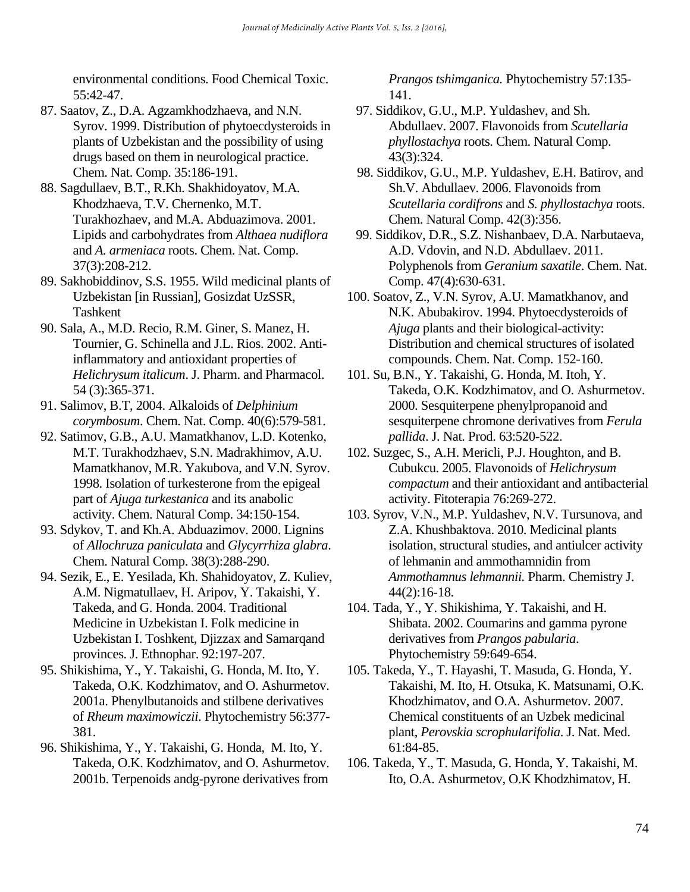environmental conditions. Food Chemical Toxic. 55:42-47.

87. Saatov, Z., D.A. Agzamkhodzhaeva, and N.N. Syrov. 1999. Distribution of phytoecdysteroids in plants of Uzbekistan and the possibility of using drugs based on them in neurological practice. Chem. Nat. Comp. 35:186-191.
88. Sagdullaev, B.T., R.Kh. Shakhidoyatov, M.A. Khodzhaeva, T.V. Chernenko, M.T. Turakhozhaev, and M.A. Abduazimova. 2001. Lipids and carbohydrates from *Althaea nudiflora* and *A. armeniaca* roots. Chem. Nat. Comp. 37(3):208-212.
89. Sakhobiddinov, S.S. 1955. Wild medicinal plants of Uzbekistan [in Russian], Gosizdat UzSSR, Tashkent
90. Sala, A., M.D. Recio, R.M. Giner, S. Manez, H. Tournier, G. Schinella and J.L. Rios. 2002. Anti-inflammatory and antioxidant properties of *Helichrysum italicum*. J. Pharm. and Pharmacol. 54 (3):365-371.
91. Salimov, B.T, 2004. Alkaloids of *Delphinium corymbosum*. Chem. Nat. Comp. 40(6):579-581.
92. Satimov, G.B., A.U. Mamatkhanov, L.D. Kotenko, M.T. Turakhodzhaev, S.N. Madrakhimov, A.U. Mamatkhanov, M.R. Yakubova, and V.N. Syrov. 1998. Isolation of turkesterone from the epigeal part of *Ajuga turkestanica* and its anabolic activity. Chem. Natural Comp. 34:150-154.
93. Sdykov, T. and Kh.A. Abduazimov. 2000. Lignins of *Allochruza paniculata* and *Glycyrrhiza glabra*. Chem. Natural Comp. 38(3):288-290.
94. Sezik, E., E. Yesilada, Kh. Shahidoyatov, Z. Kuliev, A.M. Nigmatullaev, H. Aripov, Y. Takaishi, Y. Takeda, and G. Honda. 2004. Traditional Medicine in Uzbekistan I. Folk medicine in Uzbekistan I. Toshkent, Djizzax and Samarqand provinces. J. Ethnophar. 92:197-207.
95. Shikishima, Y., Y. Takaishi, G. Honda, M. Ito, Y. Takeda, O.K. Kodzhimatov, and O. Ashurmetov. 2001a. Phenylbutanoids and stilbene derivatives of *Rheum maximowiczii*. Phytochemistry 56:377-381.
96. Shikishima, Y., Y. Takaishi, G. Honda, M. Ito, Y. Takeda, O.K. Kodzhimatov, and O. Ashurmetov. 2001b. Terpenoids andg-pyrone derivatives from *Prangos tshimganica.* Phytochemistry 57:135-141.
97. Siddikov, G.U., M.P. Yuldashev, and Sh. Abdullaev. 2007. Flavonoids from *Scutellaria phyllostachya* roots. Chem. Natural Comp. 43(3):324.
98. Siddikov, G.U., M.P. Yuldashev, E.H. Batirov, and Sh.V. Abdullaev. 2006. Flavonoids from *Scutellaria cordifrons* and *S. phyllostachya* roots. Chem. Natural Comp. 42(3):356.
99. Siddikov, D.R., S.Z. Nishanbaev, D.A. Narbutaeva, A.D. Vdovin, and N.D. Abdullaev. 2011. Polyphenols from *Geranium saxatile*. Chem. Nat. Comp. 47(4):630-631.
100. Soatov, Z., V.N. Syrov, A.U. Mamatkhanov, and N.K. Abubakirov. 1994. Phytoecdysteroids of *Ajuga* plants and their biological-activity: Distribution and chemical structures of isolated compounds. Chem. Nat. Comp. 152-160.
101. Su, B.N., Y. Takaishi, G. Honda, M. Itoh, Y. Takeda, O.K. Kodzhimatov, and O. Ashurmetov. 2000. Sesquiterpene phenylpropanoid and sesquiterpene chromone derivatives from *Ferula pallida*. J. Nat. Prod. 63:520-522.
102. Suzgec, S., A.H. Mericli, P.J. Houghton, and B. Cubukcu. 2005. Flavonoids of *Helichrysum compactum* and their antioxidant and antibacterial activity. Fitoterapia 76:269-272.
103. Syrov, V.N., M.P. Yuldashev, N.V. Tursunova, and Z.A. Khushbaktova. 2010. Medicinal plants isolation, structural studies, and antiulcer activity of lehmanin and ammothamnidin from *Ammothamnus lehmannii.* Pharm. Chemistry J. 44(2):16-18.
104. Tada, Y., Y. Shikishima, Y. Takaishi, and H. Shibata. 2002. Coumarins and gamma pyrone derivatives from *Prangos pabularia*. Phytochemistry 59:649-654.
105. Takeda, Y., T. Hayashi, T. Masuda, G. Honda, Y. Takaishi, M. Ito, H. Otsuka, K. Matsunami, O.K. Khodzhimatov, and O.A. Ashurmetov. 2007. Chemical constituents of an Uzbek medicinal plant, *Perovskia scrophularifolia*. J. Nat. Med. 61:84-85.
106. Takeda, Y., T. Masuda, G. Honda, Y. Takaishi, M. Ito, O.A. Ashurmetov, O.K Khodzhimatov, H.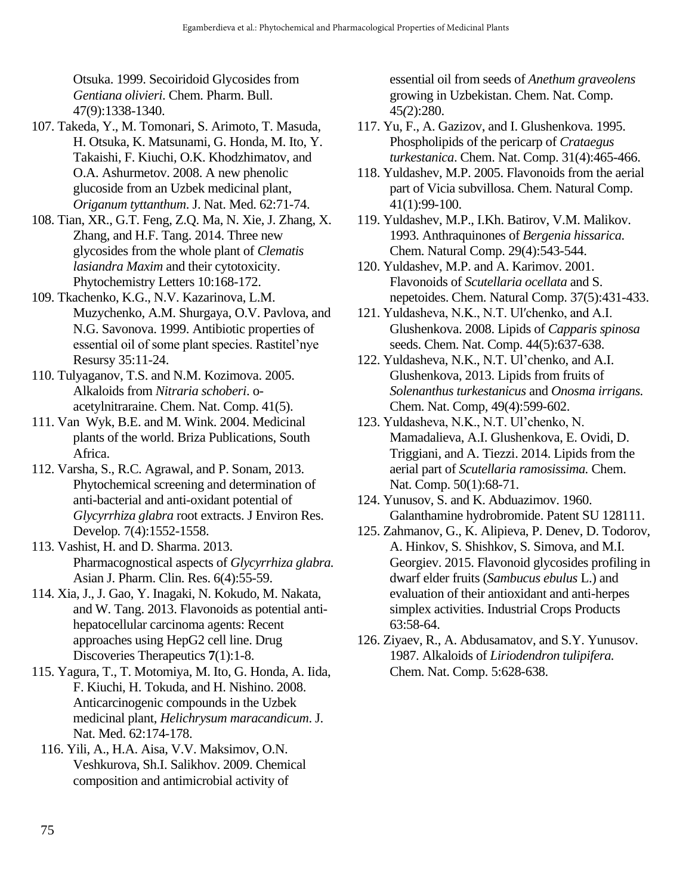Otsuka. 1999. Secoiridoid Glycosides from *Gentiana olivieri*. Chem. Pharm. Bull. 47(9):1338-1340.

107. Takeda, Y., M. Tomonari, S. Arimoto, T. Masuda, H. Otsuka, K. Matsunami, G. Honda, M. Ito, Y. Takaishi, F. Kiuchi, O.K. Khodzhimatov, and O.A. Ashurmetov. 2008. A new phenolic glucoside from an Uzbek medicinal plant, *Origanum tyttanthum*. J. Nat. Med. 62:71-74.
108. Tian, XR., G.T. Feng, Z.Q. Ma, N. Xie, J. Zhang, X. Zhang, and H.F. Tang. 2014. Three new glycosides from the whole plant of *Clematis lasiandra Maxim* and their cytotoxicity. Phytochemistry Letters 10:168-172.
109. Tkachenko, K.G., N.V. Kazarinova, L.M. Muzychenko, A.M. Shurgaya, O.V. Pavlova, and N.G. Savonova. 1999. Antibiotic properties of essential oil of some plant species. Rastitel'nye Resursy 35:11-24.
110. Tulyaganov, T.S. and N.M. Kozimova. 2005. Alkaloids from *Nitraria schoberi*. o-acetylnitraraine. Chem. Nat. Comp. 41(5).
111. Van Wyk, B.E. and M. Wink. 2004. Medicinal plants of the world. Briza Publications, South Africa.
112. Varsha, S., R.C. Agrawal, and P. Sonam, 2013. Phytochemical screening and determination of anti-bacterial and anti-oxidant potential of *Glycyrrhiza glabra* root extracts. J Environ Res. Develop. 7(4):1552-1558.
113. Vashist, H. and D. Sharma. 2013. Pharmacognostical aspects of *Glycyrrhiza glabra.* Asian J. Pharm. Clin. Res. 6(4):55-59.
114. Xia, J., J. Gao, Y. Inagaki, N. Kokudo, M. Nakata, and W. Tang. 2013. Flavonoids as potential anti-hepatocellular carcinoma agents: Recent approaches using HepG2 cell line. Drug Discoveries Therapeutics **7**(1):1-8.
115. Yagura, T., T. Motomiya, M. Ito, G. Honda, A. Iida, F. Kiuchi, H. Tokuda, and H. Nishino. 2008. Anticarcinogenic compounds in the Uzbek medicinal plant, *Helichrysum maracandicum*. J. Nat. Med. 62:174-178.
116. Yili, A., H.A. Aisa, V.V. Maksimov, O.N. Veshkurova, Sh.I. Salikhov. 2009. Chemical composition and antimicrobial activity of essential oil from seeds of *Anethum graveolens* growing in Uzbekistan. Chem. Nat. Comp. 45*(*2):280.
117. Yu, F., A. Gazizov, and I. Glushenkova. 1995. Phospholipids of the pericarp of *Crataegus turkestanica*. Chem. Nat. Comp. 31(4):465-466.
118. Yuldashev, M.P. 2005. Flavonoids from the aerial part of Vicia subvillosa. Chem. Natural Comp. 41(1):99-100.
119. Yuldashev, M.P., I.Kh. Batirov, V.M. Malikov. 1993. Anthraquinones of *Bergenia hissarica.* Chem. Natural Comp. 29(4):543-544.
120. Yuldashev, M.P. and A. Karimov. 2001. Flavonoids of *Scutellaria ocellata* and S. nepetoides. Chem. Natural Comp. 37(5):431-433.
121. Yuldasheva, N.K., N.T. Ul'chenko, and A.I. Glushenkova. 2008. Lipids of *Capparis spinosa* seeds. Chem. Nat. Comp. 44(5):637-638.
122. Yuldasheva, N.K., N.T. Ul'chenko, and A.I. Glushenkova, 2013. Lipids from fruits of *Solenanthus turkestanicus* and *Onosma irrigans.* Chem. Nat. Comp, 49(4):599-602.
123. Yuldasheva, N.K., N.T. Ul'chenko, N. Mamadalieva, A.I. Glushenkova, E. Ovidi, D. Triggiani, and A. Tiezzi. 2014. Lipids from the aerial part of *Scutellaria ramosissima.* Chem. Nat. Comp. 50(1):68-71.
124. Yunusov, S. and K. Abduazimov. 1960. Galanthamine hydrobromide. Patent SU 128111.
125. Zahmanov, G., K. Alipieva, P. Denev, D. Todorov, A. Hinkov, S. Shishkov, S. Simova, and M.I. Georgiev. 2015. Flavonoid glycosides profiling in dwarf elder fruits (*Sambucus ebulus* L.) and evaluation of their antioxidant and anti-herpes simplex activities. Industrial Crops Products 63:58-64.
126. Ziyaev, R., A. Abdusamatov, and S.Y. Yunusov. 1987. Alkaloids of *Liriodendron tulipifera.* Chem. Nat. Comp. 5:628-638.